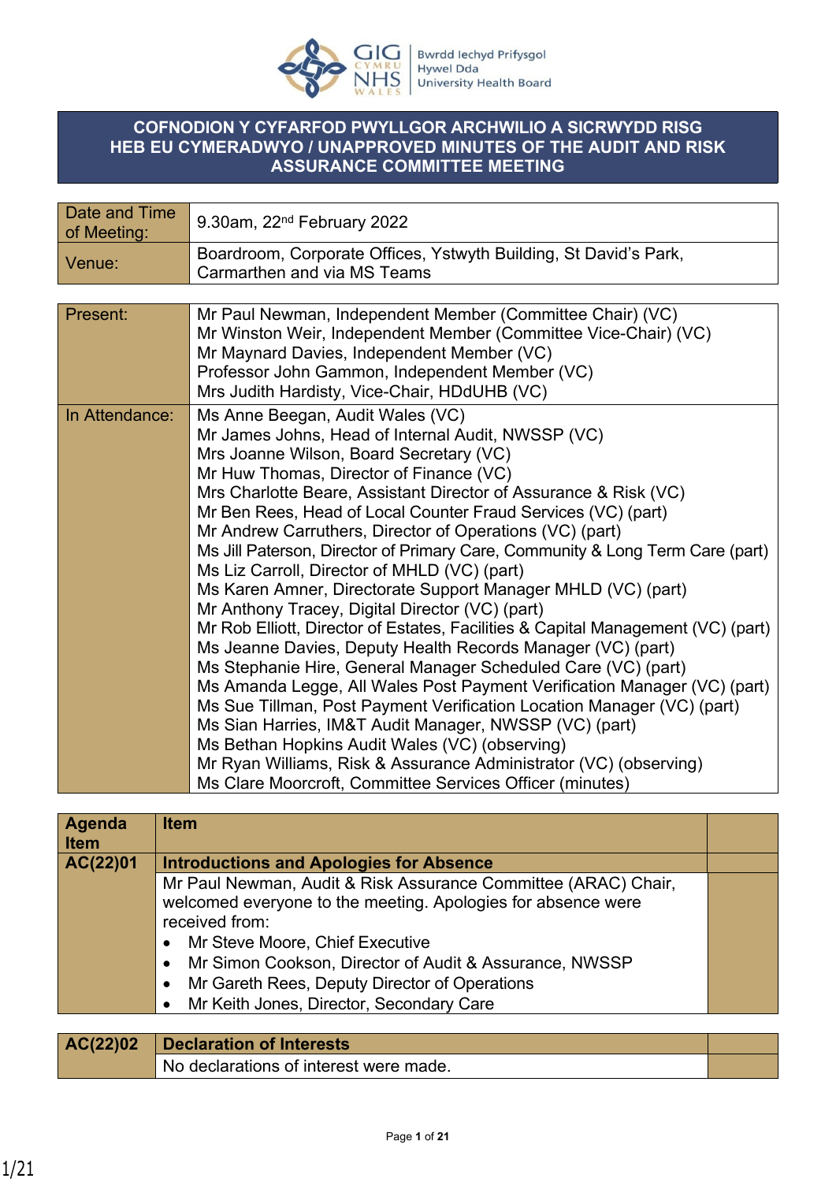Bwrdd Iechyd Prifysgol Hywel Dda University Health Board

# COFNODION Y CYFARFOD PWYLLGOR ARCHWILIO A SICRWYDD RISG HEB EU CYMERADWYO / UNAPPROVED MINUTES OF THE AUDIT AND RISK ASSURANCE COMMITTEE MEETING

| | |
|---|---|
| Date and Time of Meeting: | 9.30am, 22nd February 2022 |
| Venue: | Boardroom, Corporate Offices, Ystwyth Building, St David's Park, Carmarthen and via MS Teams |

| | |
|---|---|
| Present: | Mr Paul Newman, Independent Member (Committee Chair) (VC)<br>Mr Winston Weir, Independent Member (Committee Vice-Chair) (VC)<br>Mr Maynard Davies, Independent Member (VC)<br>Professor John Gammon, Independent Member (VC)<br>Mrs Judith Hardisty, Vice-Chair, HDdUHB (VC) |
| In Attendance: | Ms Anne Beegan, Audit Wales (VC)<br>Mr James Johns, Head of Internal Audit, NWSSP (VC)<br>Mrs Joanne Wilson, Board Secretary (VC)<br>Mr Huw Thomas, Director of Finance (VC)<br>Mrs Charlotte Beare, Assistant Director of Assurance & Risk (VC)<br>Mr Ben Rees, Head of Local Counter Fraud Services (VC) (part)<br>Mr Andrew Carruthers, Director of Operations (VC) (part)<br>Ms Jill Paterson, Director of Primary Care, Community & Long Term Care (part)<br>Ms Liz Carroll, Director of MHLD (VC) (part)<br>Ms Karen Amner, Directorate Support Manager MHLD (VC) (part)<br>Mr Anthony Tracey, Digital Director (VC) (part)<br>Mr Rob Elliott, Director of Estates, Facilities & Capital Management (VC) (part)<br>Ms Jeanne Davies, Deputy Health Records Manager (VC) (part)<br>Ms Stephanie Hire, General Manager Scheduled Care (VC) (part)<br>Ms Amanda Legge, All Wales Post Payment Verification Manager (VC) (part)<br>Ms Sue Tillman, Post Payment Verification Location Manager (VC) (part)<br>Ms Sian Harries, IM&T Audit Manager, NWSSP (VC) (part)<br>Ms Bethan Hopkins Audit Wales (VC) (observing)<br>Mr Ryan Williams, Risk & Assurance Administrator (VC) (observing)<br>Ms Clare Moorcroft, Committee Services Officer (minutes) |

| Agenda Item | Item | |
|---|---|---|
| **AC(22)01** | **Introductions and Apologies for Absence** | |
| | Mr Paul Newman, Audit & Risk Assurance Committee (ARAC) Chair, welcomed everyone to the meeting. Apologies for absence were received from:<br>• Mr Steve Moore, Chief Executive<br>• Mr Simon Cookson, Director of Audit & Assurance, NWSSP<br>• Mr Gareth Rees, Deputy Director of Operations<br>• Mr Keith Jones, Director, Secondary Care | |

| | | |
|---|---|---|
| **AC(22)02** | **Declaration of Interests** | |
| | No declarations of interest were made. | |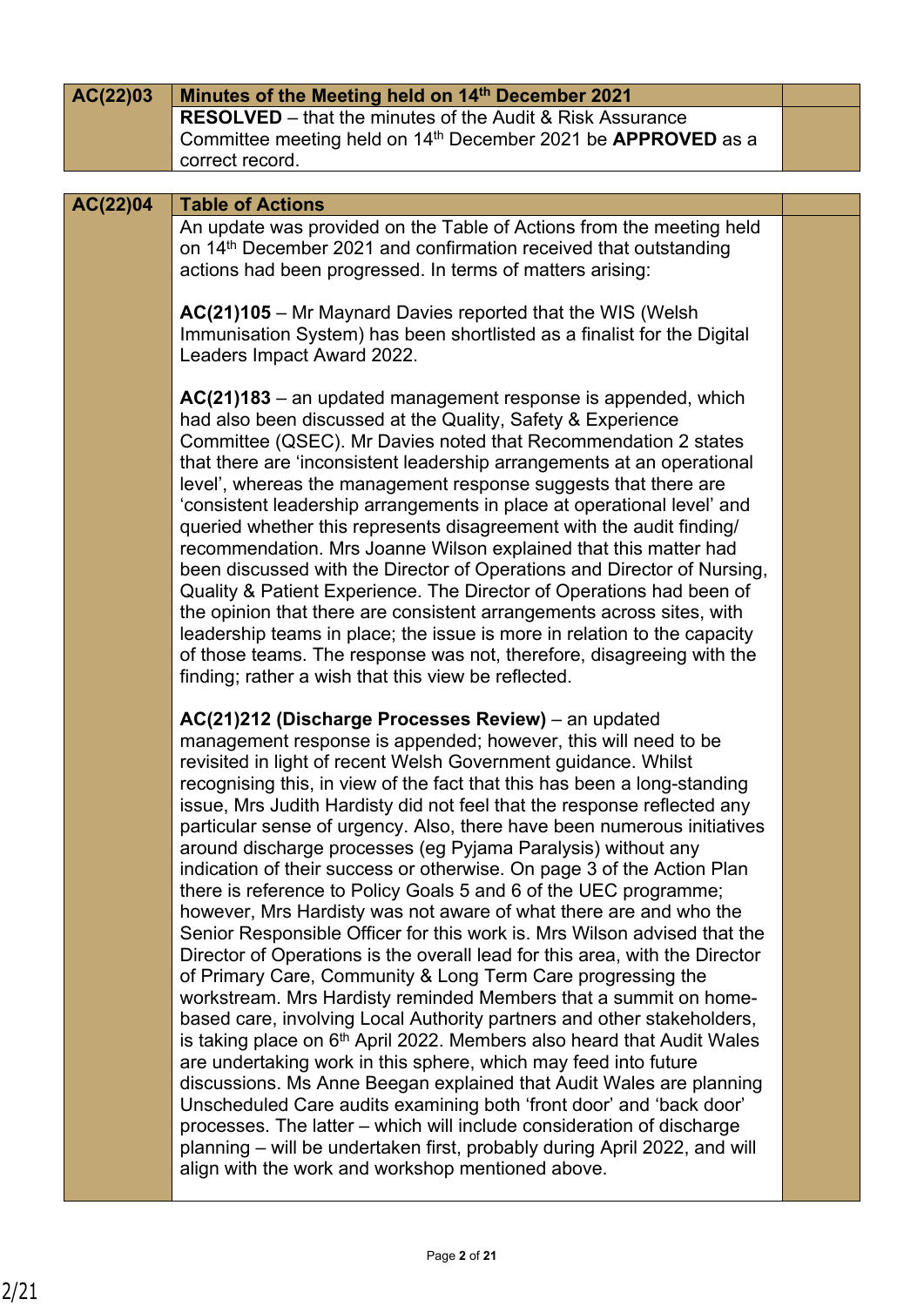| AC(22)03 | Minutes of the Meeting held on 14th December 2021 | |
|---|---|---|
| | **RESOLVED** – that the minutes of the Audit & Risk Assurance Committee meeting held on 14th December 2021 be **APPROVED** as a correct record. | |

| AC(22)04 | Table of Actions | |
|---|---|---|
| | An update was provided on the Table of Actions from the meeting held on 14th December 2021 and confirmation received that outstanding actions had been progressed. In terms of matters arising:<br><br>**AC(21)105** – Mr Maynard Davies reported that the WIS (Welsh Immunisation System) has been shortlisted as a finalist for the Digital Leaders Impact Award 2022.<br><br>**AC(21)183** – an updated management response is appended, which had also been discussed at the Quality, Safety & Experience Committee (QSEC). Mr Davies noted that Recommendation 2 states that there are 'inconsistent leadership arrangements at an operational level', whereas the management response suggests that there are 'consistent leadership arrangements in place at operational level' and queried whether this represents disagreement with the audit finding/ recommendation. Mrs Joanne Wilson explained that this matter had been discussed with the Director of Operations and Director of Nursing, Quality & Patient Experience. The Director of Operations had been of the opinion that there are consistent arrangements across sites, with leadership teams in place; the issue is more in relation to the capacity of those teams. The response was not, therefore, disagreeing with the finding; rather a wish that this view be reflected.<br><br>**AC(21)212 (Discharge Processes Review)** – an updated management response is appended; however, this will need to be revisited in light of recent Welsh Government guidance. Whilst recognising this, in view of the fact that this has been a long-standing issue, Mrs Judith Hardisty did not feel that the response reflected any particular sense of urgency. Also, there have been numerous initiatives around discharge processes (eg Pyjama Paralysis) without any indication of their success or otherwise. On page 3 of the Action Plan there is reference to Policy Goals 5 and 6 of the UEC programme; however, Mrs Hardisty was not aware of what there are and who the Senior Responsible Officer for this work is. Mrs Wilson advised that the Director of Operations is the overall lead for this area, with the Director of Primary Care, Community & Long Term Care progressing the workstream. Mrs Hardisty reminded Members that a summit on home-based care, involving Local Authority partners and other stakeholders, is taking place on 6th April 2022. Members also heard that Audit Wales are undertaking work in this sphere, which may feed into future discussions. Ms Anne Beegan explained that Audit Wales are planning Unscheduled Care audits examining both 'front door' and 'back door' processes. The latter – which will include consideration of discharge planning – will be undertaken first, probably during April 2022, and will align with the work and workshop mentioned above. | |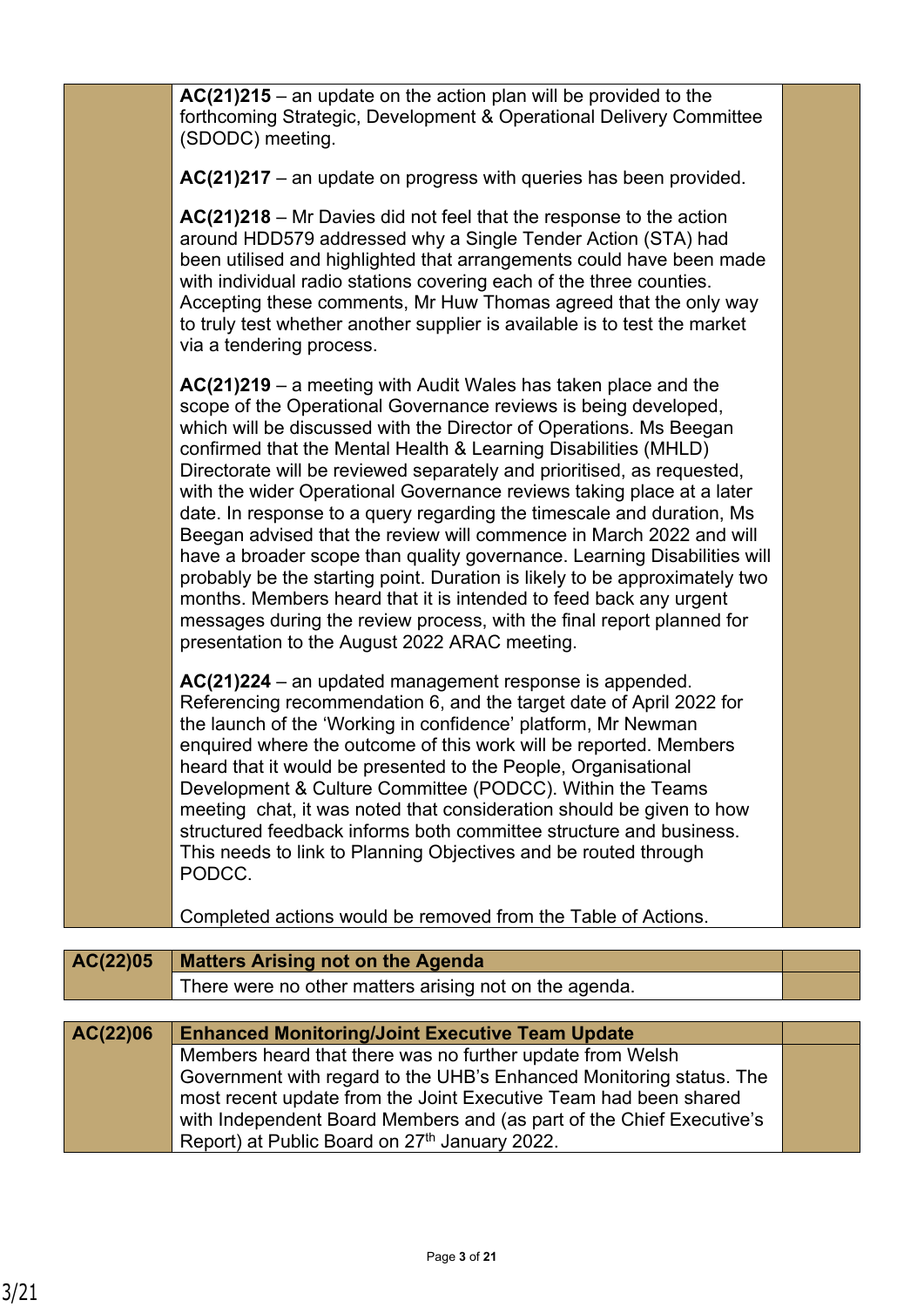| | | |
|---|---|---|
| | **AC(21)215** – an update on the action plan will be provided to the forthcoming Strategic, Development & Operational Delivery Committee (SDODC) meeting.<br><br>**AC(21)217** – an update on progress with queries has been provided.<br><br>**AC(21)218** – Mr Davies did not feel that the response to the action around HDD579 addressed why a Single Tender Action (STA) had been utilised and highlighted that arrangements could have been made with individual radio stations covering each of the three counties. Accepting these comments, Mr Huw Thomas agreed that the only way to truly test whether another supplier is available is to test the market via a tendering process.<br><br>**AC(21)219** – a meeting with Audit Wales has taken place and the scope of the Operational Governance reviews is being developed, which will be discussed with the Director of Operations. Ms Beegan confirmed that the Mental Health & Learning Disabilities (MHLD) Directorate will be reviewed separately and prioritised, as requested, with the wider Operational Governance reviews taking place at a later date. In response to a query regarding the timescale and duration, Ms Beegan advised that the review will commence in March 2022 and will have a broader scope than quality governance. Learning Disabilities will probably be the starting point. Duration is likely to be approximately two months. Members heard that it is intended to feed back any urgent messages during the review process, with the final report planned for presentation to the August 2022 ARAC meeting.<br><br>**AC(21)224** – an updated management response is appended. Referencing recommendation 6, and the target date of April 2022 for the launch of the 'Working in confidence' platform, Mr Newman enquired where the outcome of this work will be reported. Members heard that it would be presented to the People, Organisational Development & Culture Committee (PODCC). Within the Teams meeting chat, it was noted that consideration should be given to how structured feedback informs both committee structure and business. This needs to link to Planning Objectives and be routed through PODCC.<br><br>Completed actions would be removed from the Table of Actions. | |

| | | |
|---|---|---|
| **AC(22)05** | **Matters Arising not on the Agenda** | |
| | There were no other matters arising not on the agenda. | |

| | | |
|---|---|---|
| **AC(22)06** | **Enhanced Monitoring/Joint Executive Team Update** | |
| | Members heard that there was no further update from Welsh Government with regard to the UHB's Enhanced Monitoring status. The most recent update from the Joint Executive Team had been shared with Independent Board Members and (as part of the Chief Executive's Report) at Public Board on 27th January 2022. | |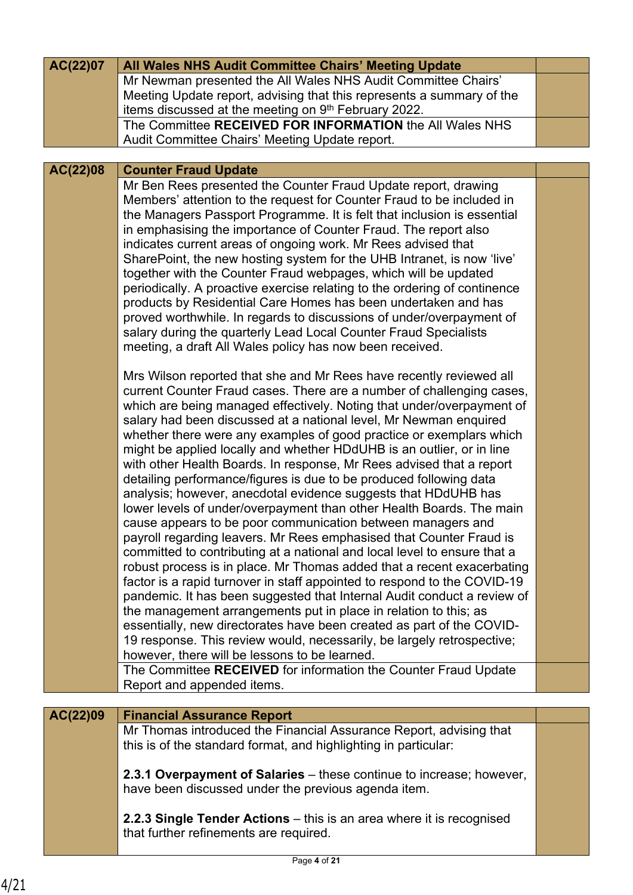| AC(22)07 | **All Wales NHS Audit Committee Chairs' Meeting Update** | |
|---|---|---|
| | Mr Newman presented the All Wales NHS Audit Committee Chairs' Meeting Update report, advising that this represents a summary of the items discussed at the meeting on 9th February 2022. | |
| | The Committee **RECEIVED FOR INFORMATION** the All Wales NHS Audit Committee Chairs' Meeting Update report. | |

| AC(22)08 | **Counter Fraud Update** | |
|---|---|---|
| | Mr Ben Rees presented the Counter Fraud Update report, drawing Members' attention to the request for Counter Fraud to be included in the Managers Passport Programme. It is felt that inclusion is essential in emphasising the importance of Counter Fraud. The report also indicates current areas of ongoing work. Mr Rees advised that SharePoint, the new hosting system for the UHB Intranet, is now 'live' together with the Counter Fraud webpages, which will be updated periodically. A proactive exercise relating to the ordering of continence products by Residential Care Homes has been undertaken and has proved worthwhile. In regards to discussions of under/overpayment of salary during the quarterly Lead Local Counter Fraud Specialists meeting, a draft All Wales policy has now been received.<br><br>Mrs Wilson reported that she and Mr Rees have recently reviewed all current Counter Fraud cases. There are a number of challenging cases, which are being managed effectively. Noting that under/overpayment of salary had been discussed at a national level, Mr Newman enquired whether there were any examples of good practice or exemplars which might be applied locally and whether HDdUHB is an outlier, or in line with other Health Boards. In response, Mr Rees advised that a report detailing performance/figures is due to be produced following data analysis; however, anecdotal evidence suggests that HDdUHB has lower levels of under/overpayment than other Health Boards. The main cause appears to be poor communication between managers and payroll regarding leavers. Mr Rees emphasised that Counter Fraud is committed to contributing at a national and local level to ensure that a robust process is in place. Mr Thomas added that a recent exacerbating factor is a rapid turnover in staff appointed to respond to the COVID-19 pandemic. It has been suggested that Internal Audit conduct a review of the management arrangements put in place in relation to this; as essentially, new directorates have been created as part of the COVID-19 response. This review would, necessarily, be largely retrospective; however, there will be lessons to be learned. | |
| | The Committee **RECEIVED** for information the Counter Fraud Update Report and appended items. | |

| AC(22)09 | **Financial Assurance Report** | |
|---|---|---|
| | Mr Thomas introduced the Financial Assurance Report, advising that this is of the standard format, and highlighting in particular:<br><br>**2.3.1 Overpayment of Salaries** – these continue to increase; however, have been discussed under the previous agenda item.<br><br>**2.2.3 Single Tender Actions** – this is an area where it is recognised that further refinements are required. | |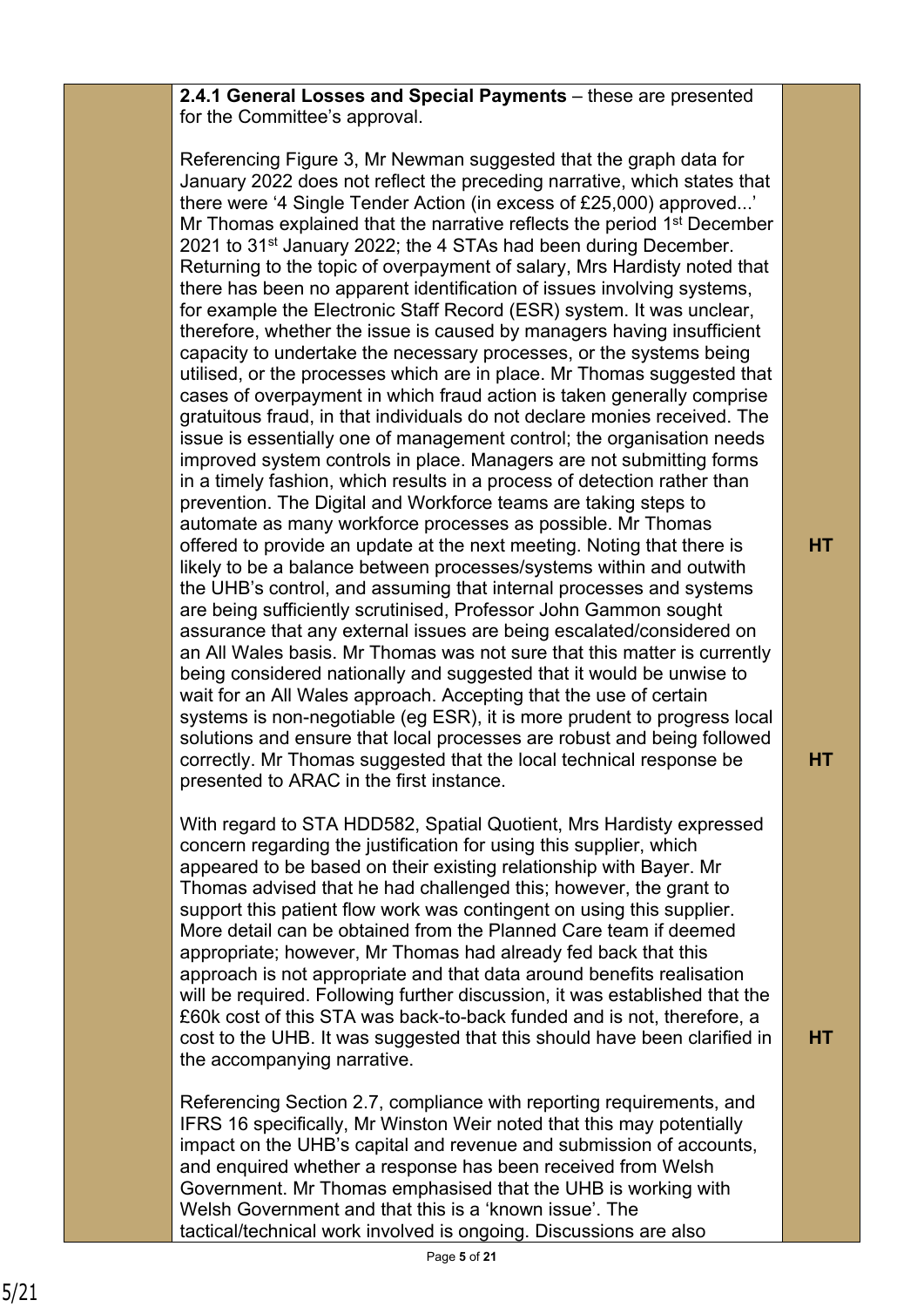| | | |
|---|---|---|
| | **2.4.1 General Losses and Special Payments** – these are presented for the Committee's approval.<br><br>Referencing Figure 3, Mr Newman suggested that the graph data for January 2022 does not reflect the preceding narrative, which states that there were '4 Single Tender Action (in excess of £25,000) approved...' Mr Thomas explained that the narrative reflects the period 1st December 2021 to 31st January 2022; the 4 STAs had been during December. Returning to the topic of overpayment of salary, Mrs Hardisty noted that there has been no apparent identification of issues involving systems, for example the Electronic Staff Record (ESR) system. It was unclear, therefore, whether the issue is caused by managers having insufficient capacity to undertake the necessary processes, or the systems being utilised, or the processes which are in place. Mr Thomas suggested that cases of overpayment in which fraud action is taken generally comprise gratuitous fraud, in that individuals do not declare monies received. The issue is essentially one of management control; the organisation needs improved system controls in place. Managers are not submitting forms in a timely fashion, which results in a process of detection rather than prevention. The Digital and Workforce teams are taking steps to automate as many workforce processes as possible. Mr Thomas offered to provide an update at the next meeting. Noting that there is likely to be a balance between processes/systems within and outwith the UHB's control, and assuming that internal processes and systems are being sufficiently scrutinised, Professor John Gammon sought assurance that any external issues are being escalated/considered on an All Wales basis. Mr Thomas was not sure that this matter is currently being considered nationally and suggested that it would be unwise to wait for an All Wales approach. Accepting that the use of certain systems is non-negotiable (eg ESR), it is more prudent to progress local solutions and ensure that local processes are robust and being followed correctly. Mr Thomas suggested that the local technical response be presented to ARAC in the first instance.<br><br>With regard to STA HDD582, Spatial Quotient, Mrs Hardisty expressed concern regarding the justification for using this supplier, which appeared to be based on their existing relationship with Bayer. Mr Thomas advised that he had challenged this; however, the grant to support this patient flow work was contingent on using this supplier. More detail can be obtained from the Planned Care team if deemed appropriate; however, Mr Thomas had already fed back that this approach is not appropriate and that data around benefits realisation will be required. Following further discussion, it was established that the £60k cost of this STA was back-to-back funded and is not, therefore, a cost to the UHB. It was suggested that this should have been clarified in the accompanying narrative.<br><br>Referencing Section 2.7, compliance with reporting requirements, and IFRS 16 specifically, Mr Winston Weir noted that this may potentially impact on the UHB's capital and revenue and submission of accounts, and enquired whether a response has been received from Welsh Government. Mr Thomas emphasised that the UHB is working with Welsh Government and that this is a 'known issue'. The tactical/technical work involved is ongoing. Discussions are also | **HT**<br><br>**HT**<br><br>**HT** |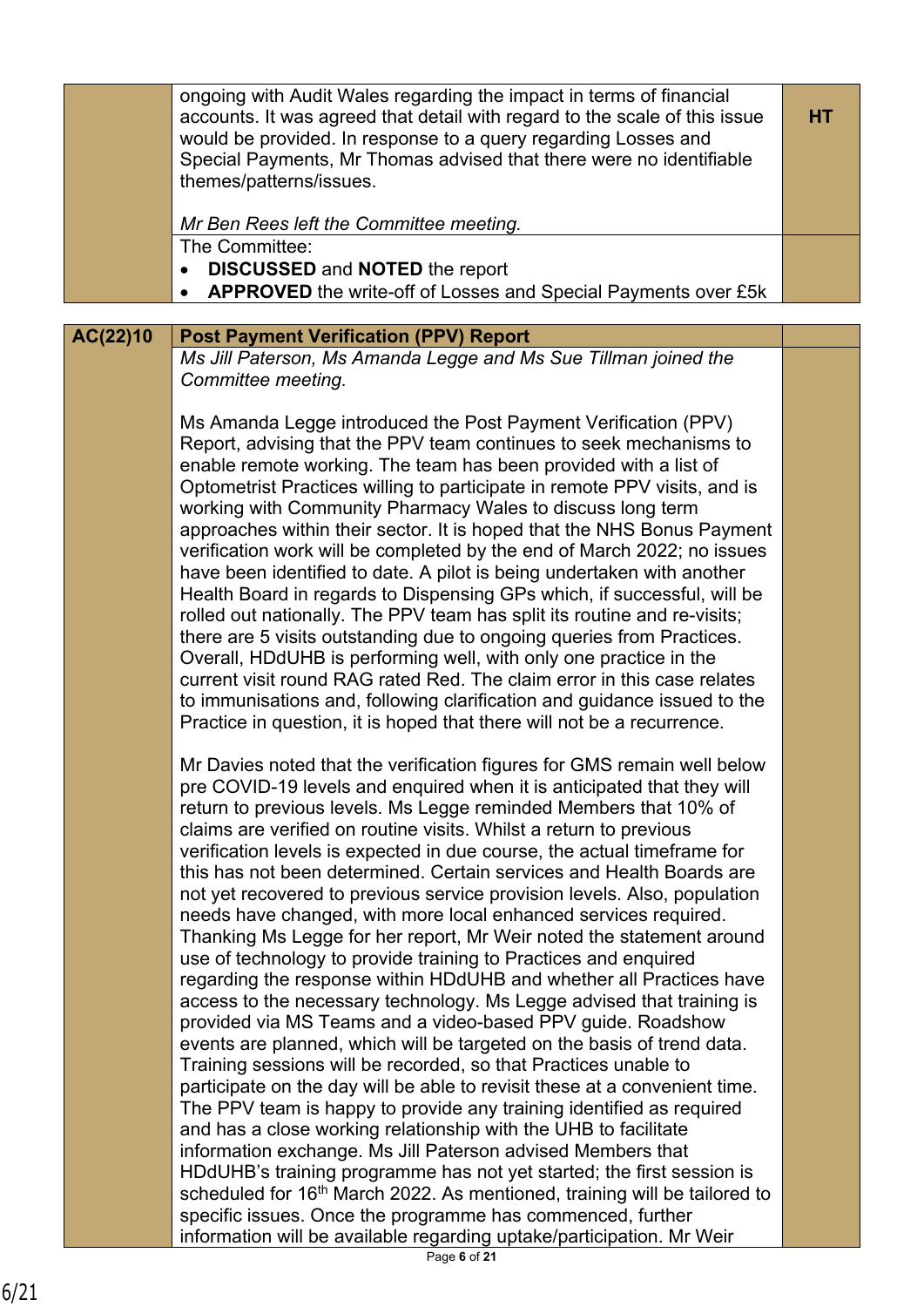| | | |
|---|---|---|
| | ongoing with Audit Wales regarding the impact in terms of financial accounts. It was agreed that detail with regard to the scale of this issue would be provided. In response to a query regarding Losses and Special Payments, Mr Thomas advised that there were no identifiable themes/patterns/issues.<br><br>*Mr Ben Rees left the Committee meeting.* | **HT** |
| | The Committee:<br>• **DISCUSSED** and **NOTED** the report<br>• **APPROVED** the write-off of Losses and Special Payments over £5k | |

| | | |
|---|---|---|
| **AC(22)10** | **Post Payment Verification (PPV) Report** | |
| | *Ms Jill Paterson, Ms Amanda Legge and Ms Sue Tillman joined the Committee meeting.*<br><br>Ms Amanda Legge introduced the Post Payment Verification (PPV) Report, advising that the PPV team continues to seek mechanisms to enable remote working. The team has been provided with a list of Optometrist Practices willing to participate in remote PPV visits, and is working with Community Pharmacy Wales to discuss long term approaches within their sector. It is hoped that the NHS Bonus Payment verification work will be completed by the end of March 2022; no issues have been identified to date. A pilot is being undertaken with another Health Board in regards to Dispensing GPs which, if successful, will be rolled out nationally. The PPV team has split its routine and re-visits; there are 5 visits outstanding due to ongoing queries from Practices. Overall, HDdUHB is performing well, with only one practice in the current visit round RAG rated Red. The claim error in this case relates to immunisations and, following clarification and guidance issued to the Practice in question, it is hoped that there will not be a recurrence.<br><br>Mr Davies noted that the verification figures for GMS remain well below pre COVID-19 levels and enquired when it is anticipated that they will return to previous levels. Ms Legge reminded Members that 10% of claims are verified on routine visits. Whilst a return to previous verification levels is expected in due course, the actual timeframe for this has not been determined. Certain services and Health Boards are not yet recovered to previous service provision levels. Also, population needs have changed, with more local enhanced services required. Thanking Ms Legge for her report, Mr Weir noted the statement around use of technology to provide training to Practices and enquired regarding the response within HDdUHB and whether all Practices have access to the necessary technology. Ms Legge advised that training is provided via MS Teams and a video-based PPV guide. Roadshow events are planned, which will be targeted on the basis of trend data. Training sessions will be recorded, so that Practices unable to participate on the day will be able to revisit these at a convenient time. The PPV team is happy to provide any training identified as required and has a close working relationship with the UHB to facilitate information exchange. Ms Jill Paterson advised Members that HDdUHB's training programme has not yet started; the first session is scheduled for 16th March 2022. As mentioned, training will be tailored to specific issues. Once the programme has commenced, further information will be available regarding uptake/participation. Mr Weir | |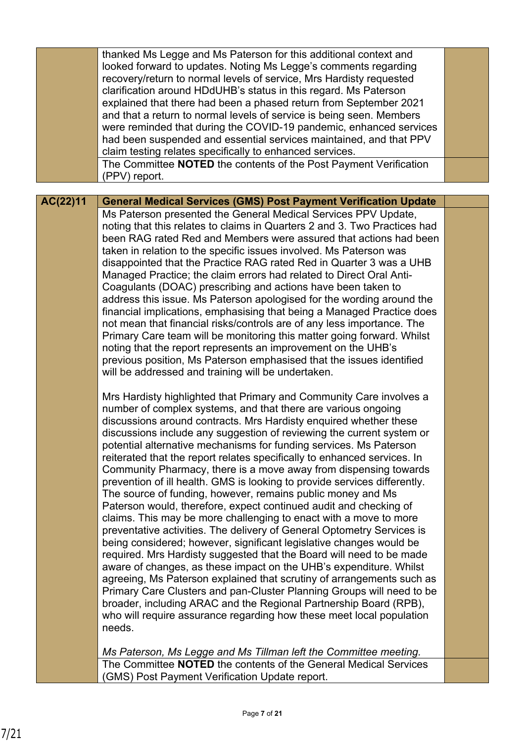| | | |
|---|---|---|
| | thanked Ms Legge and Ms Paterson for this additional context and looked forward to updates. Noting Ms Legge's comments regarding recovery/return to normal levels of service, Mrs Hardisty requested clarification around HDdUHB's status in this regard. Ms Paterson explained that there had been a phased return from September 2021 and that a return to normal levels of service is being seen. Members were reminded that during the COVID-19 pandemic, enhanced services had been suspended and essential services maintained, and that PPV claim testing relates specifically to enhanced services. | |
| | The Committee **NOTED** the contents of the Post Payment Verification (PPV) report. | |

| | | |
|---|---|---|
| **AC(22)11** | **General Medical Services (GMS) Post Payment Verification Update** | |
| | Ms Paterson presented the General Medical Services PPV Update, noting that this relates to claims in Quarters 2 and 3. Two Practices had been RAG rated Red and Members were assured that actions had been taken in relation to the specific issues involved. Ms Paterson was disappointed that the Practice RAG rated Red in Quarter 3 was a UHB Managed Practice; the claim errors had related to Direct Oral Anti-Coagulants (DOAC) prescribing and actions have been taken to address this issue. Ms Paterson apologised for the wording around the financial implications, emphasising that being a Managed Practice does not mean that financial risks/controls are of any less importance. The Primary Care team will be monitoring this matter going forward. Whilst noting that the report represents an improvement on the UHB's previous position, Ms Paterson emphasised that the issues identified will be addressed and training will be undertaken.<br><br>Mrs Hardisty highlighted that Primary and Community Care involves a number of complex systems, and that there are various ongoing discussions around contracts. Mrs Hardisty enquired whether these discussions include any suggestion of reviewing the current system or potential alternative mechanisms for funding services. Ms Paterson reiterated that the report relates specifically to enhanced services. In Community Pharmacy, there is a move away from dispensing towards prevention of ill health. GMS is looking to provide services differently. The source of funding, however, remains public money and Ms Paterson would, therefore, expect continued audit and checking of claims. This may be more challenging to enact with a move to more preventative activities. The delivery of General Optometry Services is being considered; however, significant legislative changes would be required. Mrs Hardisty suggested that the Board will need to be made aware of changes, as these impact on the UHB's expenditure. Whilst agreeing, Ms Paterson explained that scrutiny of arrangements such as Primary Care Clusters and pan-Cluster Planning Groups will need to be broader, including ARAC and the Regional Partnership Board (RPB), who will require assurance regarding how these meet local population needs.<br><br>*Ms Paterson, Ms Legge and Ms Tillman left the Committee meeting.* | |
| | The Committee **NOTED** the contents of the General Medical Services (GMS) Post Payment Verification Update report. | |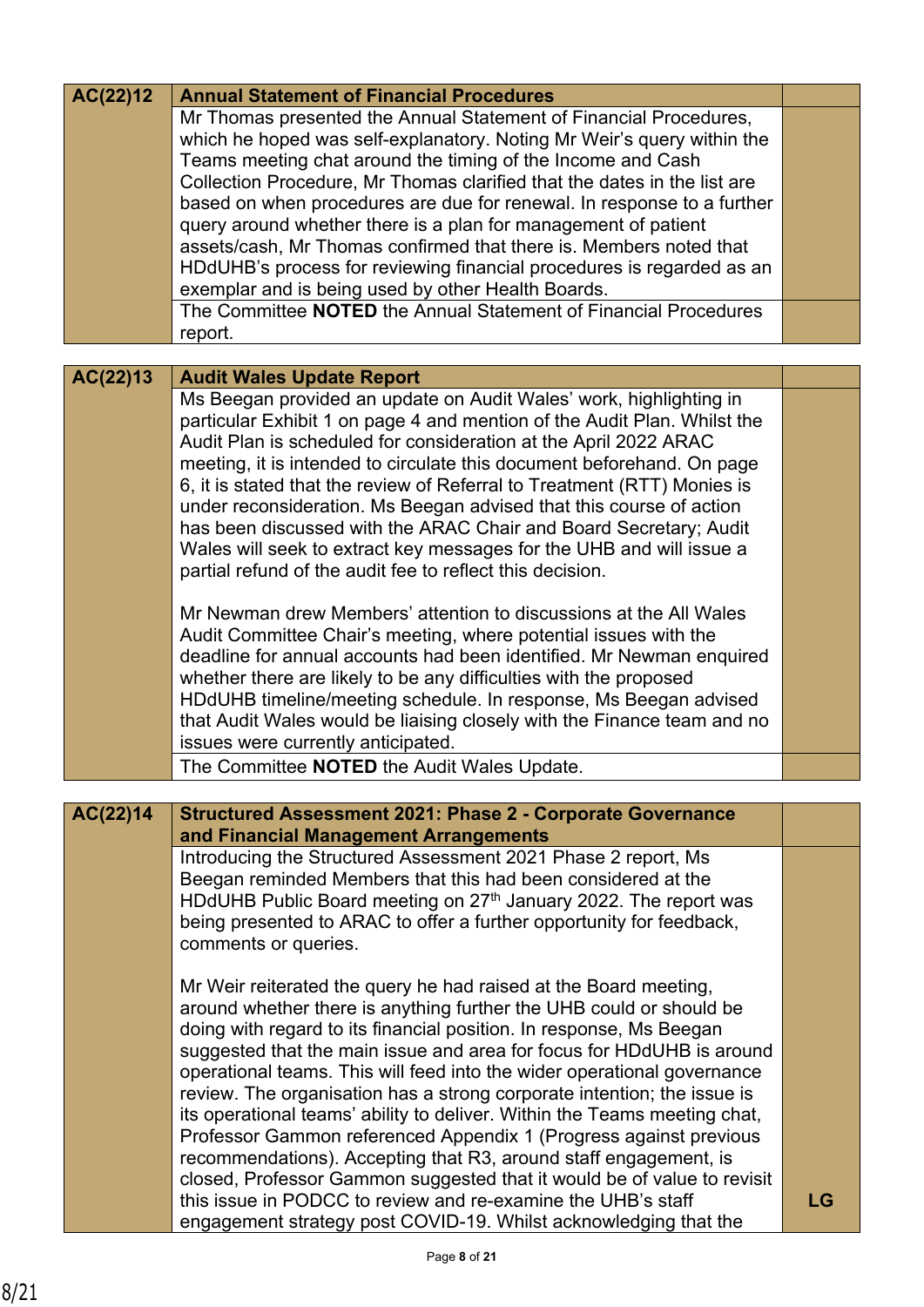| AC(22)12 | **Annual Statement of Financial Procedures** | |
|---|---|---|
| | Mr Thomas presented the Annual Statement of Financial Procedures, which he hoped was self-explanatory. Noting Mr Weir's query within the Teams meeting chat around the timing of the Income and Cash Collection Procedure, Mr Thomas clarified that the dates in the list are based on when procedures are due for renewal. In response to a further query around whether there is a plan for management of patient assets/cash, Mr Thomas confirmed that there is. Members noted that HDdUHB's process for reviewing financial procedures is regarded as an exemplar and is being used by other Health Boards. | |
| | The Committee **NOTED** the Annual Statement of Financial Procedures report. | |

| AC(22)13 | **Audit Wales Update Report** | |
|---|---|---|
| | Ms Beegan provided an update on Audit Wales' work, highlighting in particular Exhibit 1 on page 4 and mention of the Audit Plan. Whilst the Audit Plan is scheduled for consideration at the April 2022 ARAC meeting, it is intended to circulate this document beforehand. On page 6, it is stated that the review of Referral to Treatment (RTT) Monies is under reconsideration. Ms Beegan advised that this course of action has been discussed with the ARAC Chair and Board Secretary; Audit Wales will seek to extract key messages for the UHB and will issue a partial refund of the audit fee to reflect this decision.<br><br>Mr Newman drew Members' attention to discussions at the All Wales Audit Committee Chair's meeting, where potential issues with the deadline for annual accounts had been identified. Mr Newman enquired whether there are likely to be any difficulties with the proposed HDdUHB timeline/meeting schedule. In response, Ms Beegan advised that Audit Wales would be liaising closely with the Finance team and no issues were currently anticipated. | |
| | The Committee **NOTED** the Audit Wales Update. | |

| AC(22)14 | **Structured Assessment 2021: Phase 2 - Corporate Governance and Financial Management Arrangements** | |
|---|---|---|
| | Introducing the Structured Assessment 2021 Phase 2 report, Ms Beegan reminded Members that this had been considered at the HDdUHB Public Board meeting on 27th January 2022. The report was being presented to ARAC to offer a further opportunity for feedback, comments or queries.<br><br>Mr Weir reiterated the query he had raised at the Board meeting, around whether there is anything further the UHB could or should be doing with regard to its financial position. In response, Ms Beegan suggested that the main issue and area for focus for HDdUHB is around operational teams. This will feed into the wider operational governance review. The organisation has a strong corporate intention; the issue is its operational teams' ability to deliver. Within the Teams meeting chat, Professor Gammon referenced Appendix 1 (Progress against previous recommendations). Accepting that R3, around staff engagement, is closed, Professor Gammon suggested that it would be of value to revisit this issue in PODCC to review and re-examine the UHB's staff engagement strategy post COVID-19. Whilst acknowledging that the | LG |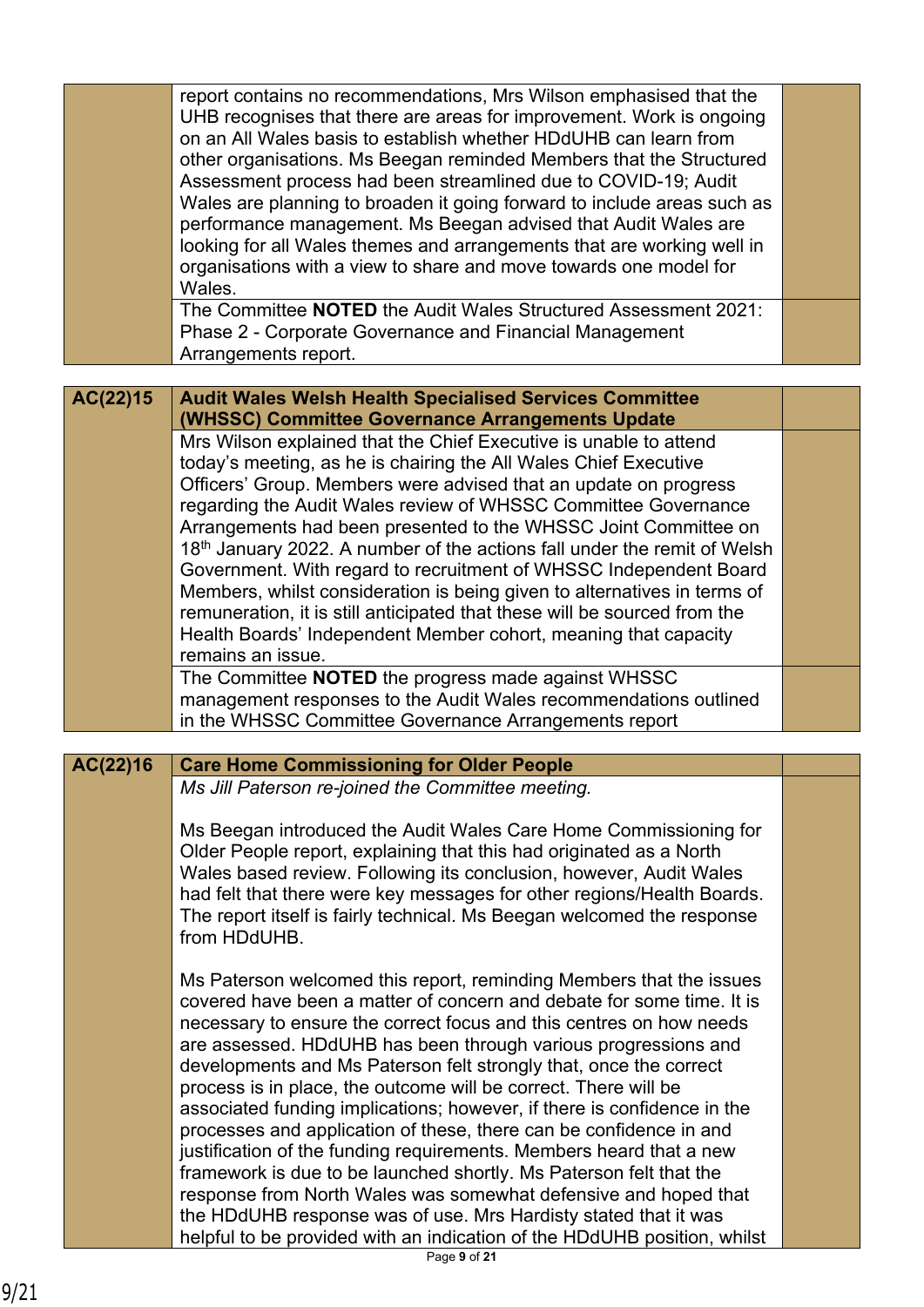| | | |
|---|---|---|
| | report contains no recommendations, Mrs Wilson emphasised that the UHB recognises that there are areas for improvement. Work is ongoing on an All Wales basis to establish whether HDdUHB can learn from other organisations. Ms Beegan reminded Members that the Structured Assessment process had been streamlined due to COVID-19; Audit Wales are planning to broaden it going forward to include areas such as performance management. Ms Beegan advised that Audit Wales are looking for all Wales themes and arrangements that are working well in organisations with a view to share and move towards one model for Wales. | |
| | The Committee **NOTED** the Audit Wales Structured Assessment 2021: Phase 2 - Corporate Governance and Financial Management Arrangements report. | |

| | | |
|---|---|---|
| **AC(22)15** | **Audit Wales Welsh Health Specialised Services Committee (WHSSC) Committee Governance Arrangements Update** | |
| | Mrs Wilson explained that the Chief Executive is unable to attend today's meeting, as he is chairing the All Wales Chief Executive Officers' Group. Members were advised that an update on progress regarding the Audit Wales review of WHSSC Committee Governance Arrangements had been presented to the WHSSC Joint Committee on 18th January 2022. A number of the actions fall under the remit of Welsh Government. With regard to recruitment of WHSSC Independent Board Members, whilst consideration is being given to alternatives in terms of remuneration, it is still anticipated that these will be sourced from the Health Boards' Independent Member cohort, meaning that capacity remains an issue. | |
| | The Committee **NOTED** the progress made against WHSSC management responses to the Audit Wales recommendations outlined in the WHSSC Committee Governance Arrangements report | |

| | | |
|---|---|---|
| **AC(22)16** | **Care Home Commissioning for Older People** | |
| | *Ms Jill Paterson re-joined the Committee meeting.*<br><br>Ms Beegan introduced the Audit Wales Care Home Commissioning for Older People report, explaining that this had originated as a North Wales based review. Following its conclusion, however, Audit Wales had felt that there were key messages for other regions/Health Boards. The report itself is fairly technical. Ms Beegan welcomed the response from HDdUHB.<br><br>Ms Paterson welcomed this report, reminding Members that the issues covered have been a matter of concern and debate for some time. It is necessary to ensure the correct focus and this centres on how needs are assessed. HDdUHB has been through various progressions and developments and Ms Paterson felt strongly that, once the correct process is in place, the outcome will be correct. There will be associated funding implications; however, if there is confidence in the processes and application of these, there can be confidence in and justification of the funding requirements. Members heard that a new framework is due to be launched shortly. Ms Paterson felt that the response from North Wales was somewhat defensive and hoped that the HDdUHB response was of use. Mrs Hardisty stated that it was helpful to be provided with an indication of the HDdUHB position, whilst | |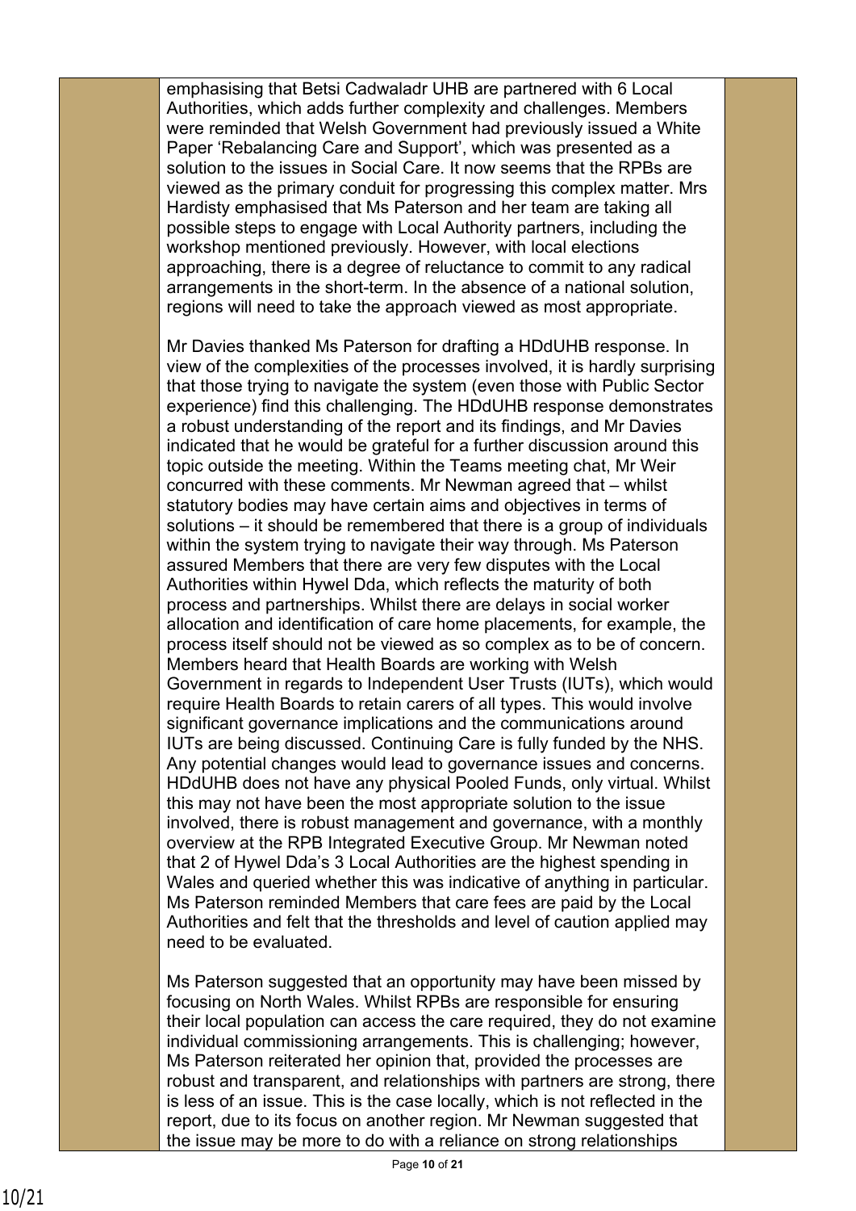emphasising that Betsi Cadwaladr UHB are partnered with 6 Local Authorities, which adds further complexity and challenges. Members were reminded that Welsh Government had previously issued a White Paper 'Rebalancing Care and Support', which was presented as a solution to the issues in Social Care. It now seems that the RPBs are viewed as the primary conduit for progressing this complex matter. Mrs Hardisty emphasised that Ms Paterson and her team are taking all possible steps to engage with Local Authority partners, including the workshop mentioned previously. However, with local elections approaching, there is a degree of reluctance to commit to any radical arrangements in the short-term. In the absence of a national solution, regions will need to take the approach viewed as most appropriate.

Mr Davies thanked Ms Paterson for drafting a HDdUHB response. In view of the complexities of the processes involved, it is hardly surprising that those trying to navigate the system (even those with Public Sector experience) find this challenging. The HDdUHB response demonstrates a robust understanding of the report and its findings, and Mr Davies indicated that he would be grateful for a further discussion around this topic outside the meeting. Within the Teams meeting chat, Mr Weir concurred with these comments. Mr Newman agreed that – whilst statutory bodies may have certain aims and objectives in terms of solutions – it should be remembered that there is a group of individuals within the system trying to navigate their way through. Ms Paterson assured Members that there are very few disputes with the Local Authorities within Hywel Dda, which reflects the maturity of both process and partnerships. Whilst there are delays in social worker allocation and identification of care home placements, for example, the process itself should not be viewed as so complex as to be of concern. Members heard that Health Boards are working with Welsh Government in regards to Independent User Trusts (IUTs), which would require Health Boards to retain carers of all types. This would involve significant governance implications and the communications around IUTs are being discussed. Continuing Care is fully funded by the NHS. Any potential changes would lead to governance issues and concerns. HDdUHB does not have any physical Pooled Funds, only virtual. Whilst this may not have been the most appropriate solution to the issue involved, there is robust management and governance, with a monthly overview at the RPB Integrated Executive Group. Mr Newman noted that 2 of Hywel Dda's 3 Local Authorities are the highest spending in Wales and queried whether this was indicative of anything in particular. Ms Paterson reminded Members that care fees are paid by the Local Authorities and felt that the thresholds and level of caution applied may need to be evaluated.

Ms Paterson suggested that an opportunity may have been missed by focusing on North Wales. Whilst RPBs are responsible for ensuring their local population can access the care required, they do not examine individual commissioning arrangements. This is challenging; however, Ms Paterson reiterated her opinion that, provided the processes are robust and transparent, and relationships with partners are strong, there is less of an issue. This is the case locally, which is not reflected in the report, due to its focus on another region. Mr Newman suggested that the issue may be more to do with a reliance on strong relationships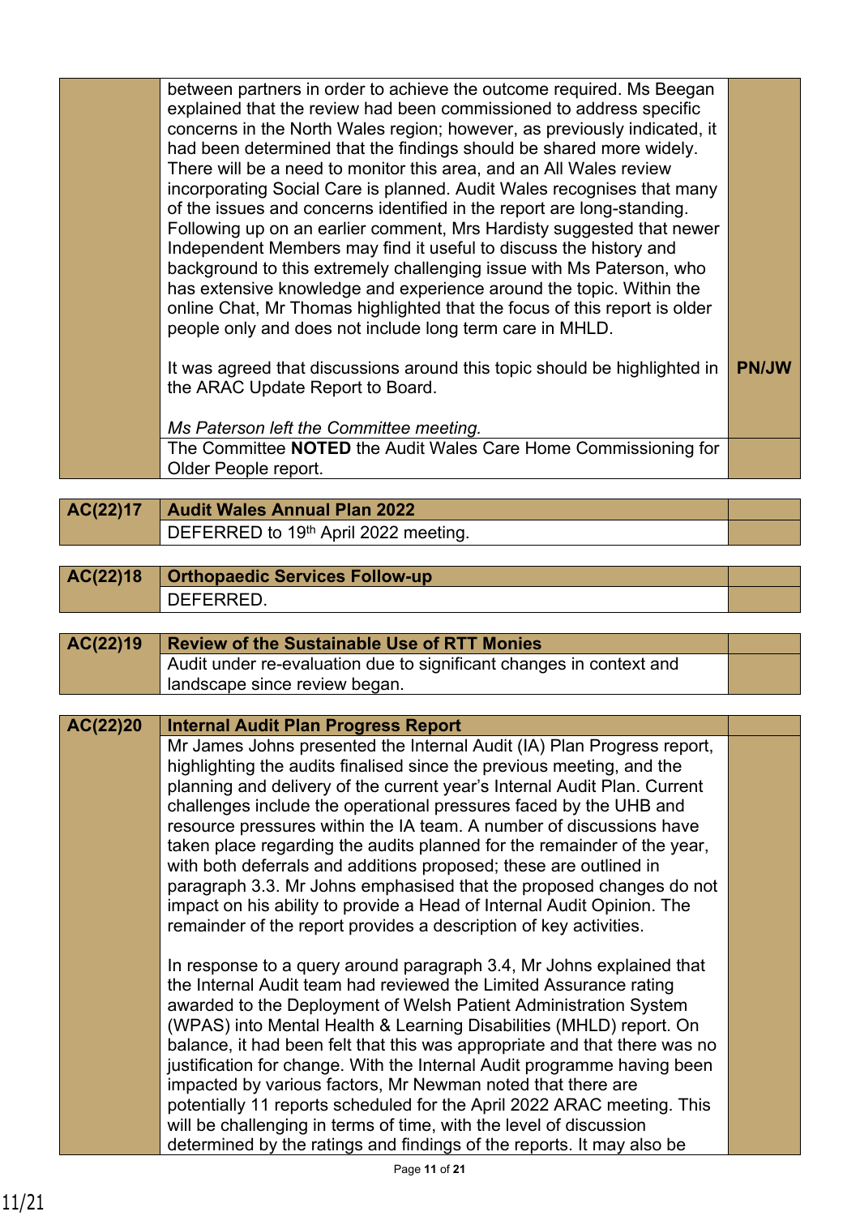| | | |
|---|---|---|
| | between partners in order to achieve the outcome required. Ms Beegan explained that the review had been commissioned to address specific concerns in the North Wales region; however, as previously indicated, it had been determined that the findings should be shared more widely. There will be a need to monitor this area, and an All Wales review incorporating Social Care is planned. Audit Wales recognises that many of the issues and concerns identified in the report are long-standing. Following up on an earlier comment, Mrs Hardisty suggested that newer Independent Members may find it useful to discuss the history and background to this extremely challenging issue with Ms Paterson, who has extensive knowledge and experience around the topic. Within the online Chat, Mr Thomas highlighted that the focus of this report is older people only and does not include long term care in MHLD.<br><br>It was agreed that discussions around this topic should be highlighted in the ARAC Update Report to Board.<br><br>*Ms Paterson left the Committee meeting.* | <br><br><br><br><br><br><br><br><br><br><br><br><br>**PN/JW** |
| | The Committee **NOTED** the Audit Wales Care Home Commissioning for Older People report. | |

| | | |
|---|---|---|
| **AC(22)17** | **Audit Wales Annual Plan 2022** | |
| | DEFERRED to 19th April 2022 meeting. | |

| | | |
|---|---|---|
| **AC(22)18** | **Orthopaedic Services Follow-up** | |
| | DEFERRED. | |

| | | |
|---|---|---|
| **AC(22)19** | **Review of the Sustainable Use of RTT Monies** | |
| | Audit under re-evaluation due to significant changes in context and landscape since review began. | |

| | | |
|---|---|---|
| **AC(22)20** | **Internal Audit Plan Progress Report** | |
| | Mr James Johns presented the Internal Audit (IA) Plan Progress report, highlighting the audits finalised since the previous meeting, and the planning and delivery of the current year's Internal Audit Plan. Current challenges include the operational pressures faced by the UHB and resource pressures within the IA team. A number of discussions have taken place regarding the audits planned for the remainder of the year, with both deferrals and additions proposed; these are outlined in paragraph 3.3. Mr Johns emphasised that the proposed changes do not impact on his ability to provide a Head of Internal Audit Opinion. The remainder of the report provides a description of key activities.<br><br>In response to a query around paragraph 3.4, Mr Johns explained that the Internal Audit team had reviewed the Limited Assurance rating awarded to the Deployment of Welsh Patient Administration System (WPAS) into Mental Health & Learning Disabilities (MHLD) report. On balance, it had been felt that this was appropriate and that there was no justification for change. With the Internal Audit programme having been impacted by various factors, Mr Newman noted that there are potentially 11 reports scheduled for the April 2022 ARAC meeting. This will be challenging in terms of time, with the level of discussion determined by the ratings and findings of the reports. It may also be | |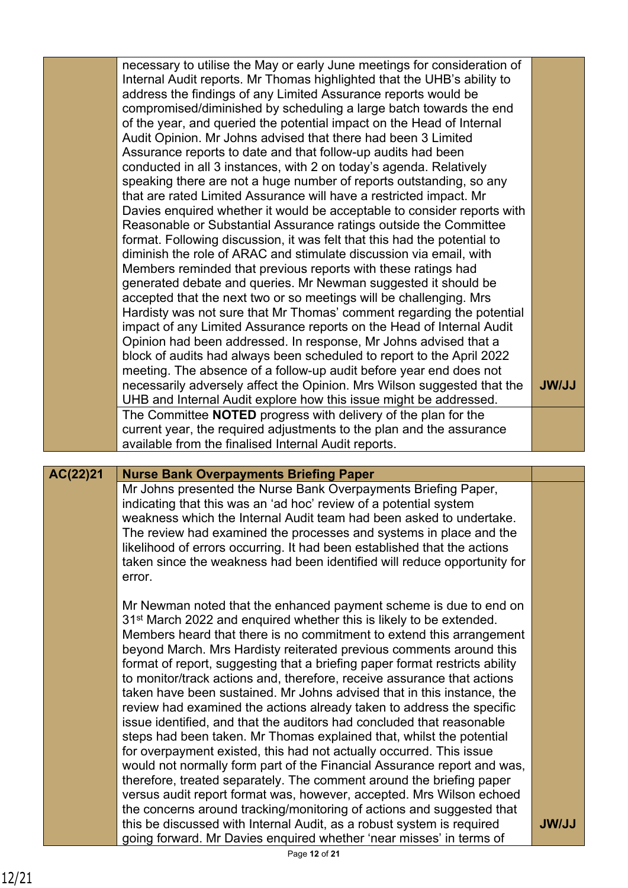| | | |
|---|---|---|
| | necessary to utilise the May or early June meetings for consideration of Internal Audit reports. Mr Thomas highlighted that the UHB's ability to address the findings of any Limited Assurance reports would be compromised/diminished by scheduling a large batch towards the end of the year, and queried the potential impact on the Head of Internal Audit Opinion. Mr Johns advised that there had been 3 Limited Assurance reports to date and that follow-up audits had been conducted in all 3 instances, with 2 on today's agenda. Relatively speaking there are not a huge number of reports outstanding, so any that are rated Limited Assurance will have a restricted impact. Mr Davies enquired whether it would be acceptable to consider reports with Reasonable or Substantial Assurance ratings outside the Committee format. Following discussion, it was felt that this had the potential to diminish the role of ARAC and stimulate discussion via email, with Members reminded that previous reports with these ratings had generated debate and queries. Mr Newman suggested it should be accepted that the next two or so meetings will be challenging. Mrs Hardisty was not sure that Mr Thomas' comment regarding the potential impact of any Limited Assurance reports on the Head of Internal Audit Opinion had been addressed. In response, Mr Johns advised that a block of audits had always been scheduled to report to the April 2022 meeting. The absence of a follow-up audit before year end does not necessarily adversely affect the Opinion. Mrs Wilson suggested that the UHB and Internal Audit explore how this issue might be addressed. | **JW/JJ** |
| | The Committee **NOTED** progress with delivery of the plan for the current year, the required adjustments to the plan and the assurance available from the finalised Internal Audit reports. | |

| **AC(22)21** | **Nurse Bank Overpayments Briefing Paper** | |
|---|---|---|
| | Mr Johns presented the Nurse Bank Overpayments Briefing Paper, indicating that this was an 'ad hoc' review of a potential system weakness which the Internal Audit team had been asked to undertake. The review had examined the processes and systems in place and the likelihood of errors occurring. It had been established that the actions taken since the weakness had been identified will reduce opportunity for error.<br><br>Mr Newman noted that the enhanced payment scheme is due to end on 31st March 2022 and enquired whether this is likely to be extended. Members heard that there is no commitment to extend this arrangement beyond March. Mrs Hardisty reiterated previous comments around this format of report, suggesting that a briefing paper format restricts ability to monitor/track actions and, therefore, receive assurance that actions taken have been sustained. Mr Johns advised that in this instance, the review had examined the actions already taken to address the specific issue identified, and that the auditors had concluded that reasonable steps had been taken. Mr Thomas explained that, whilst the potential for overpayment existed, this had not actually occurred. This issue would not normally form part of the Financial Assurance report and was, therefore, treated separately. The comment around the briefing paper versus audit report format was, however, accepted. Mrs Wilson echoed the concerns around tracking/monitoring of actions and suggested that this be discussed with Internal Audit, as a robust system is required going forward. Mr Davies enquired whether 'near misses' in terms of | **JW/JJ** |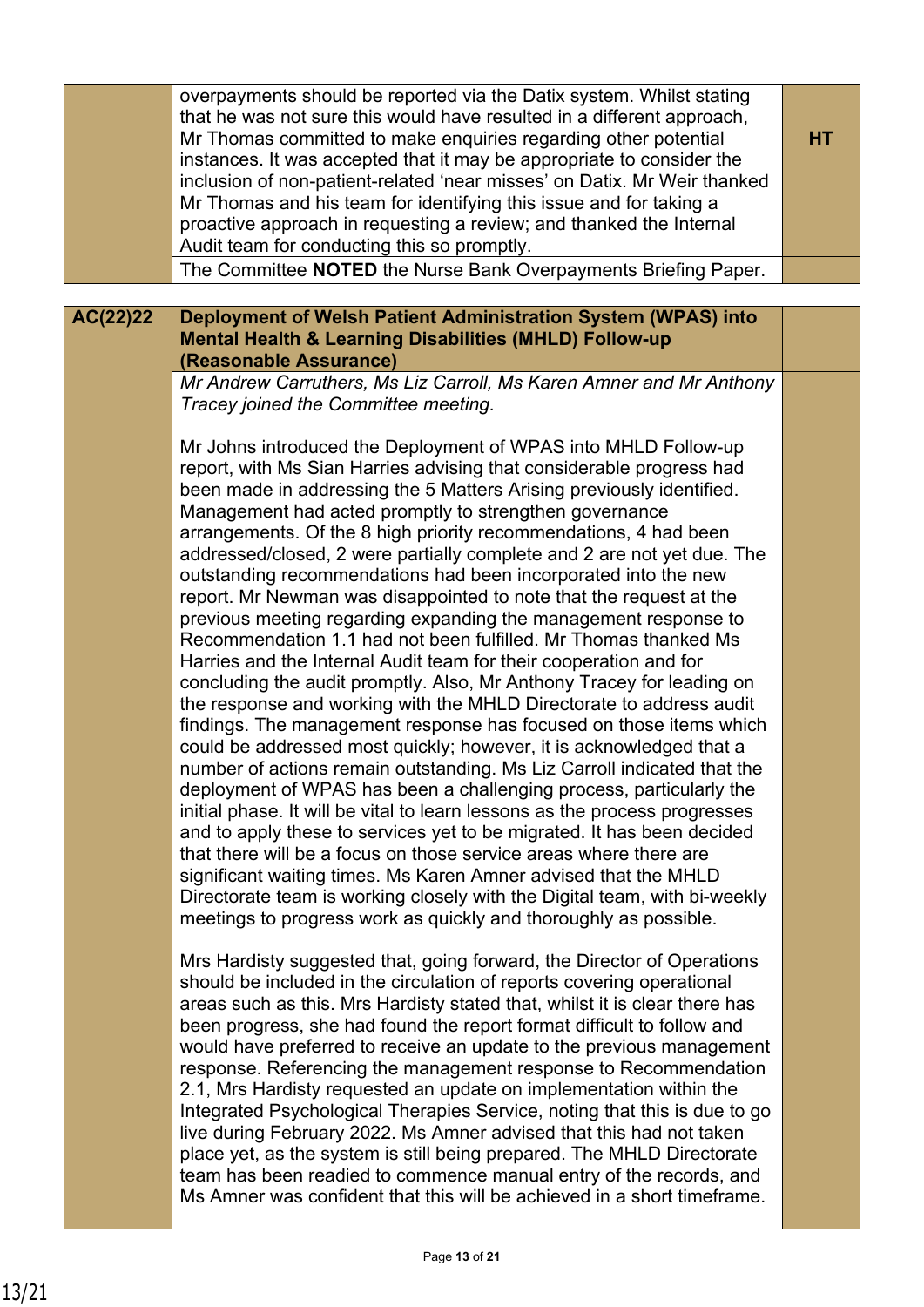| | | |
|---|---|---|
| | overpayments should be reported via the Datix system. Whilst stating that he was not sure this would have resulted in a different approach, Mr Thomas committed to make enquiries regarding other potential instances. It was accepted that it may be appropriate to consider the inclusion of non-patient-related 'near misses' on Datix. Mr Weir thanked Mr Thomas and his team for identifying this issue and for taking a proactive approach in requesting a review; and thanked the Internal Audit team for conducting this so promptly. | **HT** |
| | The Committee **NOTED** the Nurse Bank Overpayments Briefing Paper. | |

| | | |
|---|---|---|
| **AC(22)22** | **Deployment of Welsh Patient Administration System (WPAS) into Mental Health & Learning Disabilities (MHLD) Follow-up (Reasonable Assurance)** | |
| | *Mr Andrew Carruthers, Ms Liz Carroll, Ms Karen Amner and Mr Anthony Tracey joined the Committee meeting.*<br><br>Mr Johns introduced the Deployment of WPAS into MHLD Follow-up report, with Ms Sian Harries advising that considerable progress had been made in addressing the 5 Matters Arising previously identified. Management had acted promptly to strengthen governance arrangements. Of the 8 high priority recommendations, 4 had been addressed/closed, 2 were partially complete and 2 are not yet due. The outstanding recommendations had been incorporated into the new report. Mr Newman was disappointed to note that the request at the previous meeting regarding expanding the management response to Recommendation 1.1 had not been fulfilled. Mr Thomas thanked Ms Harries and the Internal Audit team for their cooperation and for concluding the audit promptly. Also, Mr Anthony Tracey for leading on the response and working with the MHLD Directorate to address audit findings. The management response has focused on those items which could be addressed most quickly; however, it is acknowledged that a number of actions remain outstanding. Ms Liz Carroll indicated that the deployment of WPAS has been a challenging process, particularly the initial phase. It will be vital to learn lessons as the process progresses and to apply these to services yet to be migrated. It has been decided that there will be a focus on those service areas where there are significant waiting times. Ms Karen Amner advised that the MHLD Directorate team is working closely with the Digital team, with bi-weekly meetings to progress work as quickly and thoroughly as possible.<br><br>Mrs Hardisty suggested that, going forward, the Director of Operations should be included in the circulation of reports covering operational areas such as this. Mrs Hardisty stated that, whilst it is clear there has been progress, she had found the report format difficult to follow and would have preferred to receive an update to the previous management response. Referencing the management response to Recommendation 2.1, Mrs Hardisty requested an update on implementation within the Integrated Psychological Therapies Service, noting that this is due to go live during February 2022. Ms Amner advised that this had not taken place yet, as the system is still being prepared. The MHLD Directorate team has been readied to commence manual entry of the records, and Ms Amner was confident that this will be achieved in a short timeframe. | |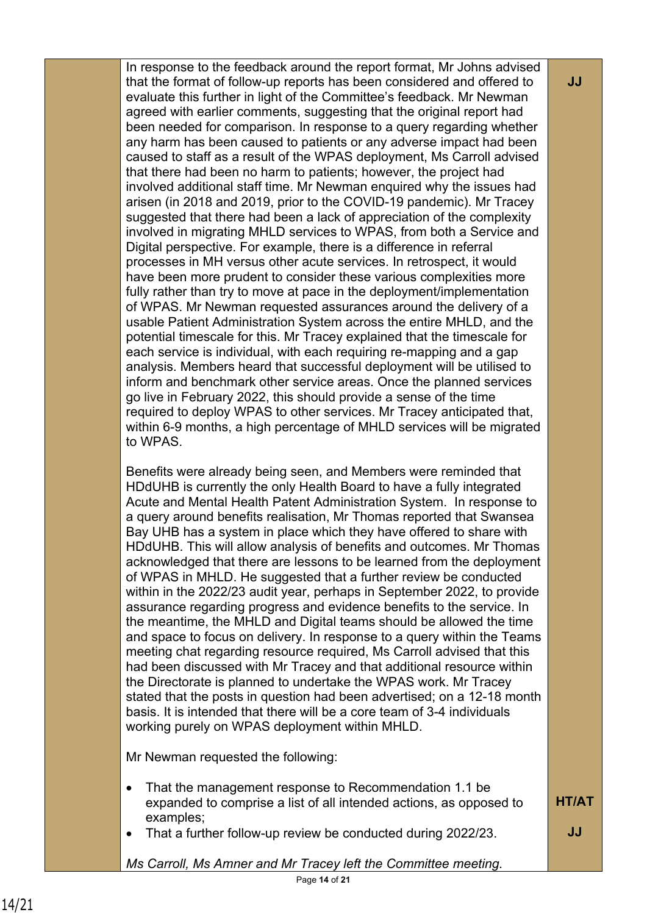| | | |
|---|---|---|
| | In response to the feedback around the report format, Mr Johns advised that the format of follow-up reports has been considered and offered to evaluate this further in light of the Committee's feedback. Mr Newman agreed with earlier comments, suggesting that the original report had been needed for comparison. In response to a query regarding whether any harm has been caused to patients or any adverse impact had been caused to staff as a result of the WPAS deployment, Ms Carroll advised that there had been no harm to patients; however, the project had involved additional staff time. Mr Newman enquired why the issues had arisen (in 2018 and 2019, prior to the COVID-19 pandemic). Mr Tracey suggested that there had been a lack of appreciation of the complexity involved in migrating MHLD services to WPAS, from both a Service and Digital perspective. For example, there is a difference in referral processes in MH versus other acute services. In retrospect, it would have been more prudent to consider these various complexities more fully rather than try to move at pace in the deployment/implementation of WPAS. Mr Newman requested assurances around the delivery of a usable Patient Administration System across the entire MHLD, and the potential timescale for this. Mr Tracey explained that the timescale for each service is individual, with each requiring re-mapping and a gap analysis. Members heard that successful deployment will be utilised to inform and benchmark other service areas. Once the planned services go live in February 2022, this should provide a sense of the time required to deploy WPAS to other services. Mr Tracey anticipated that, within 6-9 months, a high percentage of MHLD services will be migrated to WPAS.<br><br>Benefits were already being seen, and Members were reminded that HDdUHB is currently the only Health Board to have a fully integrated Acute and Mental Health Patent Administration System. In response to a query around benefits realisation, Mr Thomas reported that Swansea Bay UHB has a system in place which they have offered to share with HDdUHB. This will allow analysis of benefits and outcomes. Mr Thomas acknowledged that there are lessons to be learned from the deployment of WPAS in MHLD. He suggested that a further review be conducted within in the 2022/23 audit year, perhaps in September 2022, to provide assurance regarding progress and evidence benefits to the service. In the meantime, the MHLD and Digital teams should be allowed the time and space to focus on delivery. In response to a query within the Teams meeting chat regarding resource required, Ms Carroll advised that this had been discussed with Mr Tracey and that additional resource within the Directorate is planned to undertake the WPAS work. Mr Tracey stated that the posts in question had been advertised; on a 12-18 month basis. It is intended that there will be a core team of 3-4 individuals working purely on WPAS deployment within MHLD.<br><br>Mr Newman requested the following:<br><br>• That the management response to Recommendation 1.1 be expanded to comprise a list of all intended actions, as opposed to examples;<br>• That a further follow-up review be conducted during 2022/23.<br><br>*Ms Carroll, Ms Amner and Mr Tracey left the Committee meeting.* | **JJ**<br><br><br><br><br><br><br><br><br><br><br><br><br><br><br><br><br><br><br><br><br><br><br><br><br><br><br><br><br><br><br><br><br><br><br><br><br><br><br><br><br><br><br><br><br><br><br><br><br><br><br>**HT/AT**<br><br>**JJ** |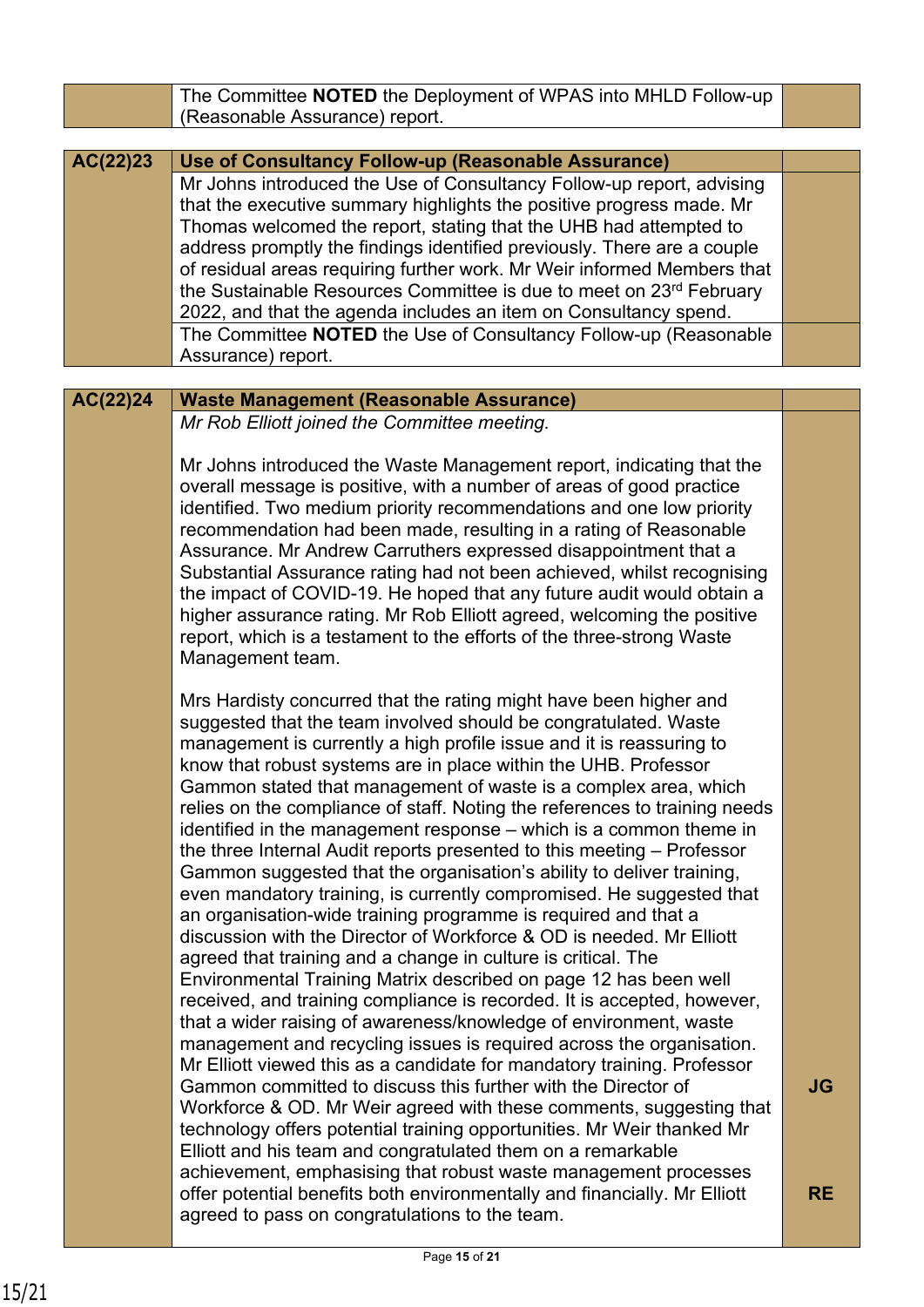| | | |
|---|---|---|
| | The Committee **NOTED** the Deployment of WPAS into MHLD Follow-up (Reasonable Assurance) report. | |

| | | |
|---|---|---|
| **AC(22)23** | **Use of Consultancy Follow-up (Reasonable Assurance)** | |
| | Mr Johns introduced the Use of Consultancy Follow-up report, advising that the executive summary highlights the positive progress made. Mr Thomas welcomed the report, stating that the UHB had attempted to address promptly the findings identified previously. There are a couple of residual areas requiring further work. Mr Weir informed Members that the Sustainable Resources Committee is due to meet on 23rd February 2022, and that the agenda includes an item on Consultancy spend. | |
| | The Committee **NOTED** the Use of Consultancy Follow-up (Reasonable Assurance) report. | |

| | | |
|---|---|---|
| **AC(22)24** | **Waste Management (Reasonable Assurance)** | |
| | *Mr Rob Elliott joined the Committee meeting.*<br><br>Mr Johns introduced the Waste Management report, indicating that the overall message is positive, with a number of areas of good practice identified. Two medium priority recommendations and one low priority recommendation had been made, resulting in a rating of Reasonable Assurance. Mr Andrew Carruthers expressed disappointment that a Substantial Assurance rating had not been achieved, whilst recognising the impact of COVID-19. He hoped that any future audit would obtain a higher assurance rating. Mr Rob Elliott agreed, welcoming the positive report, which is a testament to the efforts of the three-strong Waste Management team.<br><br>Mrs Hardisty concurred that the rating might have been higher and suggested that the team involved should be congratulated. Waste management is currently a high profile issue and it is reassuring to know that robust systems are in place within the UHB. Professor Gammon stated that management of waste is a complex area, which relies on the compliance of staff. Noting the references to training needs identified in the management response – which is a common theme in the three Internal Audit reports presented to this meeting – Professor Gammon suggested that the organisation's ability to deliver training, even mandatory training, is currently compromised. He suggested that an organisation-wide training programme is required and that a discussion with the Director of Workforce & OD is needed. Mr Elliott agreed that training and a change in culture is critical. The Environmental Training Matrix described on page 12 has been well received, and training compliance is recorded. It is accepted, however, that a wider raising of awareness/knowledge of environment, waste management and recycling issues is required across the organisation. Mr Elliott viewed this as a candidate for mandatory training. Professor Gammon committed to discuss this further with the Director of Workforce & OD. Mr Weir agreed with these comments, suggesting that technology offers potential training opportunities. Mr Weir thanked Mr Elliott and his team and congratulated them on a remarkable achievement, emphasising that robust waste management processes offer potential benefits both environmentally and financially. Mr Elliott agreed to pass on congratulations to the team. | **JG**<br><br><br><br>**RE** |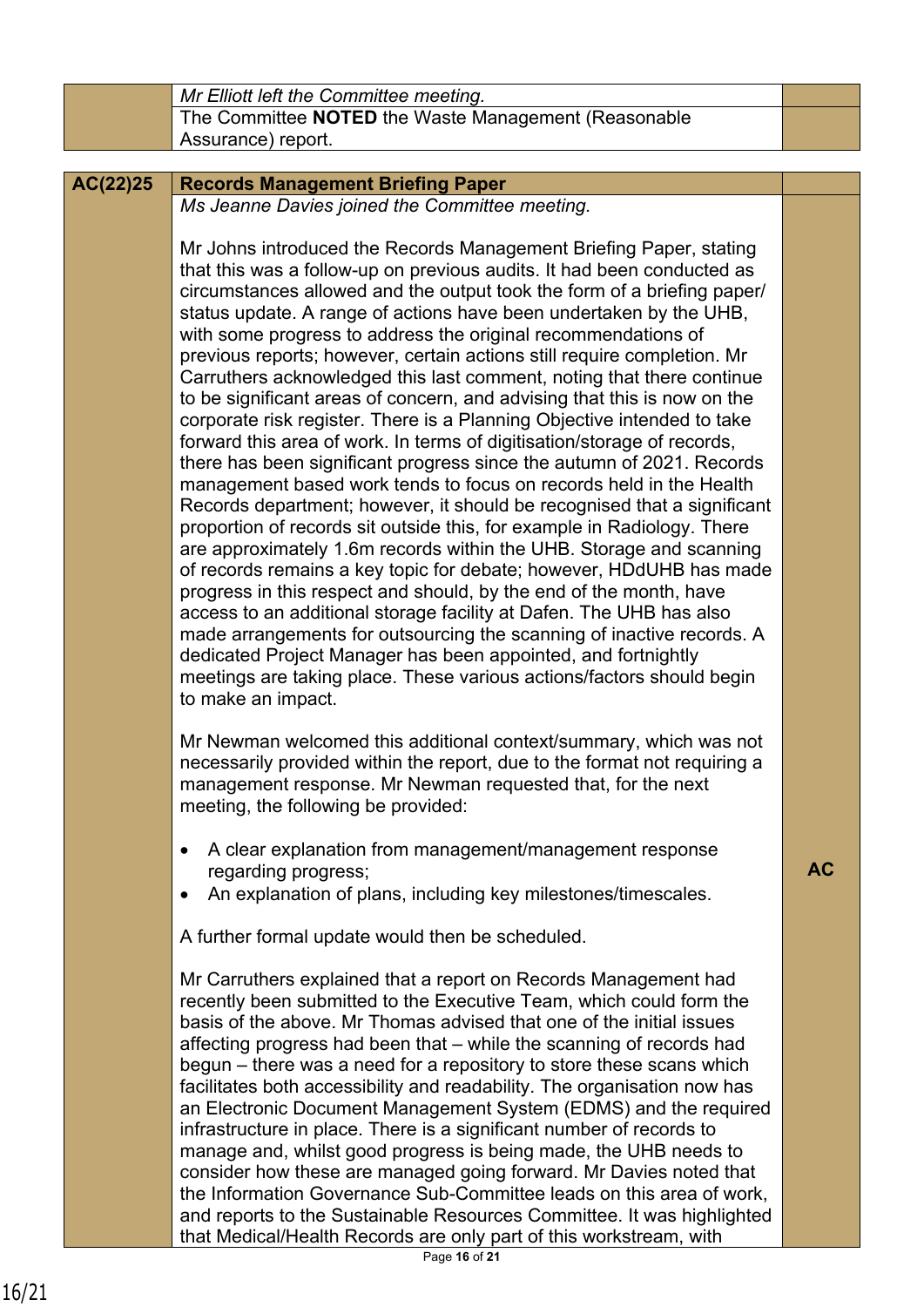| | | |
|---|---|---|
| | *Mr Elliott left the Committee meeting.* | |
| | The Committee **NOTED** the Waste Management (Reasonable Assurance) report. | |

| | | |
|---|---|---|
| **AC(22)25** | **Records Management Briefing Paper** | |
| | *Ms Jeanne Davies joined the Committee meeting.*<br><br>Mr Johns introduced the Records Management Briefing Paper, stating that this was a follow-up on previous audits. It had been conducted as circumstances allowed and the output took the form of a briefing paper/ status update. A range of actions have been undertaken by the UHB, with some progress to address the original recommendations of previous reports; however, certain actions still require completion. Mr Carruthers acknowledged this last comment, noting that there continue to be significant areas of concern, and advising that this is now on the corporate risk register. There is a Planning Objective intended to take forward this area of work. In terms of digitisation/storage of records, there has been significant progress since the autumn of 2021. Records management based work tends to focus on records held in the Health Records department; however, it should be recognised that a significant proportion of records sit outside this, for example in Radiology. There are approximately 1.6m records within the UHB. Storage and scanning of records remains a key topic for debate; however, HDdUHB has made progress in this respect and should, by the end of the month, have access to an additional storage facility at Dafen. The UHB has also made arrangements for outsourcing the scanning of inactive records. A dedicated Project Manager has been appointed, and fortnightly meetings are taking place. These various actions/factors should begin to make an impact.<br><br>Mr Newman welcomed this additional context/summary, which was not necessarily provided within the report, due to the format not requiring a management response. Mr Newman requested that, for the next meeting, the following be provided:<br><br>• A clear explanation from management/management response regarding progress;<br>• An explanation of plans, including key milestones/timescales.<br><br>A further formal update would then be scheduled.<br><br>Mr Carruthers explained that a report on Records Management had recently been submitted to the Executive Team, which could form the basis of the above. Mr Thomas advised that one of the initial issues affecting progress had been that – while the scanning of records had begun – there was a need for a repository to store these scans which facilitates both accessibility and readability. The organisation now has an Electronic Document Management System (EDMS) and the required infrastructure in place. There is a significant number of records to manage and, whilst good progress is being made, the UHB needs to consider how these are managed going forward. Mr Davies noted that the Information Governance Sub-Committee leads on this area of work, and reports to the Sustainable Resources Committee. It was highlighted that Medical/Health Records are only part of this workstream, with | **AC** |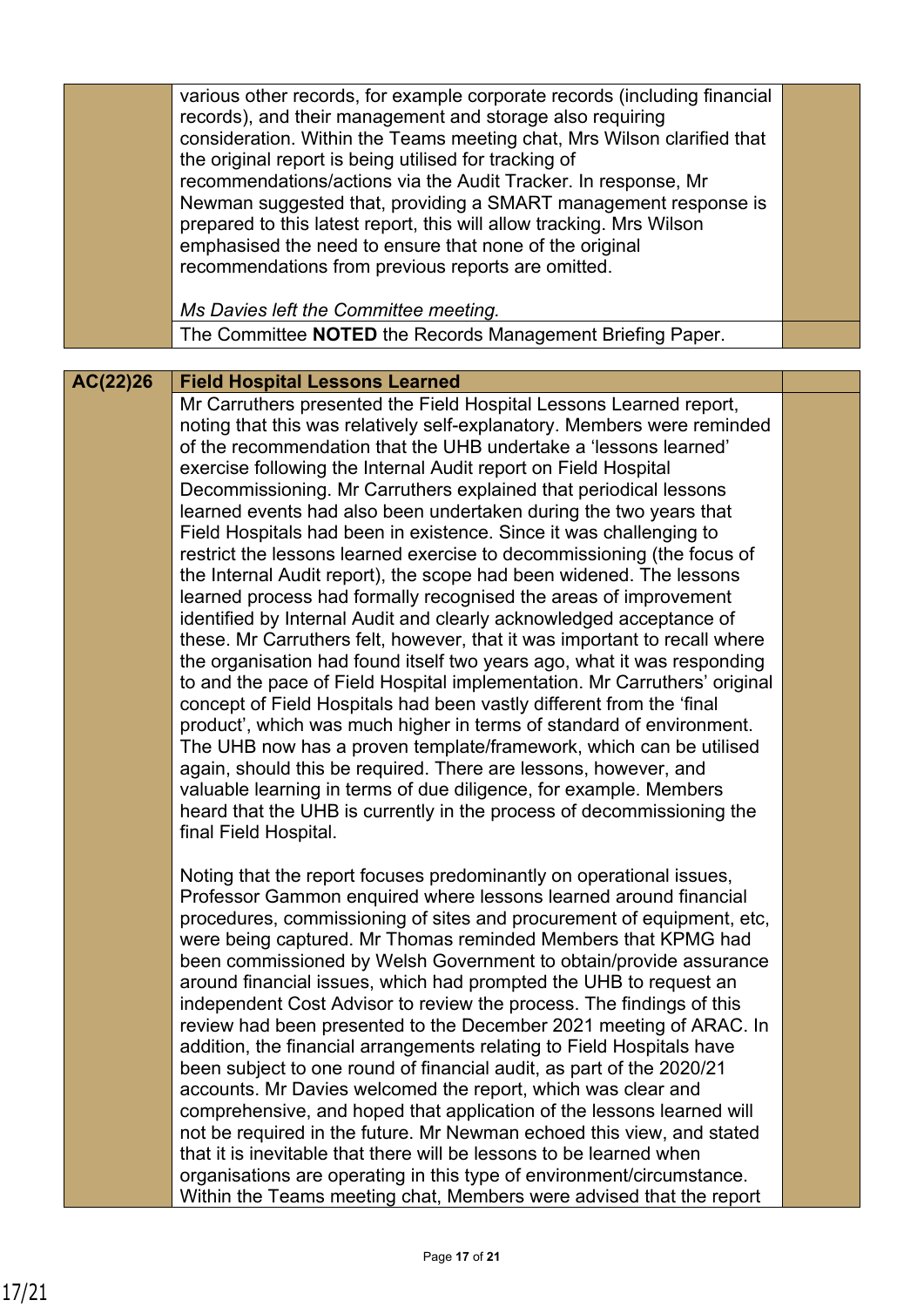| | | |
|---|---|---|
| | various other records, for example corporate records (including financial records), and their management and storage also requiring consideration. Within the Teams meeting chat, Mrs Wilson clarified that the original report is being utilised for tracking of recommendations/actions via the Audit Tracker. In response, Mr Newman suggested that, providing a SMART management response is prepared to this latest report, this will allow tracking. Mrs Wilson emphasised the need to ensure that none of the original recommendations from previous reports are omitted.<br><br>*Ms Davies left the Committee meeting.* | |
| | The Committee **NOTED** the Records Management Briefing Paper. | |

| | | |
|---|---|---|
| **AC(22)26** | **Field Hospital Lessons Learned** | |
| | Mr Carruthers presented the Field Hospital Lessons Learned report, noting that this was relatively self-explanatory. Members were reminded of the recommendation that the UHB undertake a 'lessons learned' exercise following the Internal Audit report on Field Hospital Decommissioning. Mr Carruthers explained that periodical lessons learned events had also been undertaken during the two years that Field Hospitals had been in existence. Since it was challenging to restrict the lessons learned exercise to decommissioning (the focus of the Internal Audit report), the scope had been widened. The lessons learned process had formally recognised the areas of improvement identified by Internal Audit and clearly acknowledged acceptance of these. Mr Carruthers felt, however, that it was important to recall where the organisation had found itself two years ago, what it was responding to and the pace of Field Hospital implementation. Mr Carruthers' original concept of Field Hospitals had been vastly different from the 'final product', which was much higher in terms of standard of environment. The UHB now has a proven template/framework, which can be utilised again, should this be required. There are lessons, however, and valuable learning in terms of due diligence, for example. Members heard that the UHB is currently in the process of decommissioning the final Field Hospital.<br><br>Noting that the report focuses predominantly on operational issues, Professor Gammon enquired where lessons learned around financial procedures, commissioning of sites and procurement of equipment, etc, were being captured. Mr Thomas reminded Members that KPMG had been commissioned by Welsh Government to obtain/provide assurance around financial issues, which had prompted the UHB to request an independent Cost Advisor to review the process. The findings of this review had been presented to the December 2021 meeting of ARAC. In addition, the financial arrangements relating to Field Hospitals have been subject to one round of financial audit, as part of the 2020/21 accounts. Mr Davies welcomed the report, which was clear and comprehensive, and hoped that application of the lessons learned will not be required in the future. Mr Newman echoed this view, and stated that it is inevitable that there will be lessons to be learned when organisations are operating in this type of environment/circumstance. Within the Teams meeting chat, Members were advised that the report | |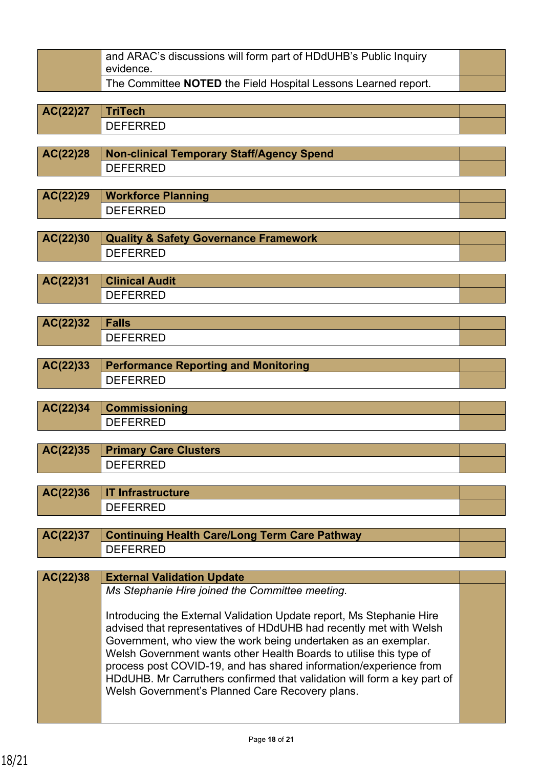| | | |
|---|---|---|
| | and ARAC's discussions will form part of HDdUHB's Public Inquiry evidence. | |
| | The Committee **NOTED** the Field Hospital Lessons Learned report. | |

| | | |
|---|---|---|
| **AC(22)27** | **TriTech** | |
| | DEFERRED | |

| | | |
|---|---|---|
| **AC(22)28** | **Non-clinical Temporary Staff/Agency Spend** | |
| | DEFERRED | |

| | | |
|---|---|---|
| **AC(22)29** | **Workforce Planning** | |
| | DEFERRED | |

| | | |
|---|---|---|
| **AC(22)30** | **Quality & Safety Governance Framework** | |
| | DEFERRED | |

| | | |
|---|---|---|
| **AC(22)31** | **Clinical Audit** | |
| | DEFERRED | |

| | | |
|---|---|---|
| **AC(22)32** | **Falls** | |
| | DEFERRED | |

| | | |
|---|---|---|
| **AC(22)33** | **Performance Reporting and Monitoring** | |
| | DEFERRED | |

| | | |
|---|---|---|
| **AC(22)34** | **Commissioning** | |
| | DEFERRED | |

| | | |
|---|---|---|
| **AC(22)35** | **Primary Care Clusters** | |
| | DEFERRED | |

| | | |
|---|---|---|
| **AC(22)36** | **IT Infrastructure** | |
| | DEFERRED | |

| | | |
|---|---|---|
| **AC(22)37** | **Continuing Health Care/Long Term Care Pathway** | |
| | DEFERRED | |

| | | |
|---|---|---|
| **AC(22)38** | **External Validation Update** | |
| | *Ms Stephanie Hire joined the Committee meeting.*<br><br>Introducing the External Validation Update report, Ms Stephanie Hire advised that representatives of HDdUHB had recently met with Welsh Government, who view the work being undertaken as an exemplar. Welsh Government wants other Health Boards to utilise this type of process post COVID-19, and has shared information/experience from HDdUHB. Mr Carruthers confirmed that validation will form a key part of Welsh Government's Planned Care Recovery plans. | |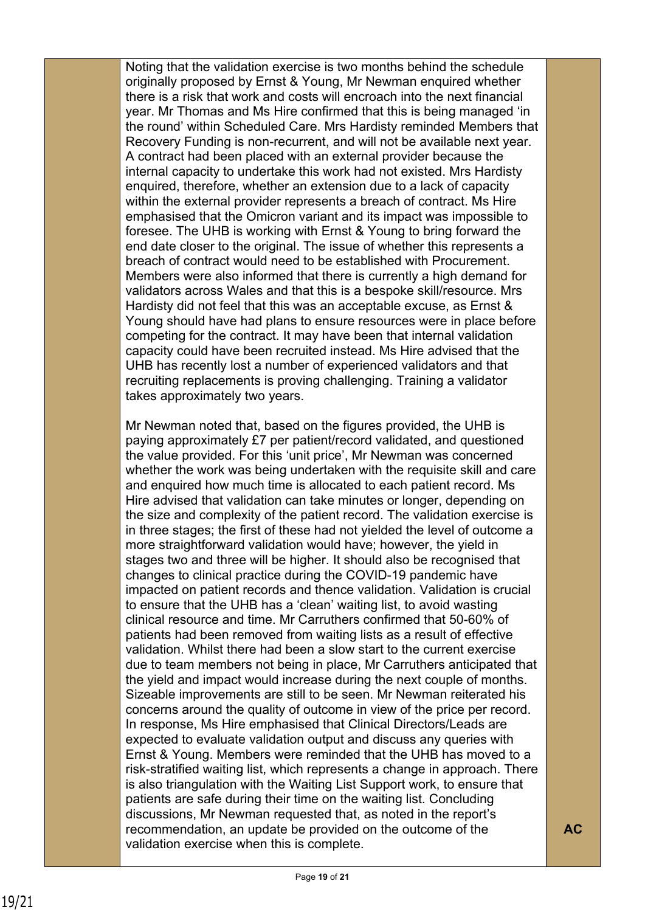| | | |
|---|---|---|
| | Noting that the validation exercise is two months behind the schedule originally proposed by Ernst & Young, Mr Newman enquired whether there is a risk that work and costs will encroach into the next financial year. Mr Thomas and Ms Hire confirmed that this is being managed 'in the round' within Scheduled Care. Mrs Hardisty reminded Members that Recovery Funding is non-recurrent, and will not be available next year. A contract had been placed with an external provider because the internal capacity to undertake this work had not existed. Mrs Hardisty enquired, therefore, whether an extension due to a lack of capacity within the external provider represents a breach of contract. Ms Hire emphasised that the Omicron variant and its impact was impossible to foresee. The UHB is working with Ernst & Young to bring forward the end date closer to the original. The issue of whether this represents a breach of contract would need to be established with Procurement. Members were also informed that there is currently a high demand for validators across Wales and that this is a bespoke skill/resource. Mrs Hardisty did not feel that this was an acceptable excuse, as Ernst & Young should have had plans to ensure resources were in place before competing for the contract. It may have been that internal validation capacity could have been recruited instead. Ms Hire advised that the UHB has recently lost a number of experienced validators and that recruiting replacements is proving challenging. Training a validator takes approximately two years.<br><br>Mr Newman noted that, based on the figures provided, the UHB is paying approximately £7 per patient/record validated, and questioned the value provided. For this 'unit price', Mr Newman was concerned whether the work was being undertaken with the requisite skill and care and enquired how much time is allocated to each patient record. Ms Hire advised that validation can take minutes or longer, depending on the size and complexity of the patient record. The validation exercise is in three stages; the first of these had not yielded the level of outcome a more straightforward validation would have; however, the yield in stages two and three will be higher. It should also be recognised that changes to clinical practice during the COVID-19 pandemic have impacted on patient records and thence validation. Validation is crucial to ensure that the UHB has a 'clean' waiting list, to avoid wasting clinical resource and time. Mr Carruthers confirmed that 50-60% of patients had been removed from waiting lists as a result of effective validation. Whilst there had been a slow start to the current exercise due to team members not being in place, Mr Carruthers anticipated that the yield and impact would increase during the next couple of months. Sizeable improvements are still to be seen. Mr Newman reiterated his concerns around the quality of outcome in view of the price per record. In response, Ms Hire emphasised that Clinical Directors/Leads are expected to evaluate validation output and discuss any queries with Ernst & Young. Members were reminded that the UHB has moved to a risk-stratified waiting list, which represents a change in approach. There is also triangulation with the Waiting List Support work, to ensure that patients are safe during their time on the waiting list. Concluding discussions, Mr Newman requested that, as noted in the report's recommendation, an update be provided on the outcome of the validation exercise when this is complete. | **AC** |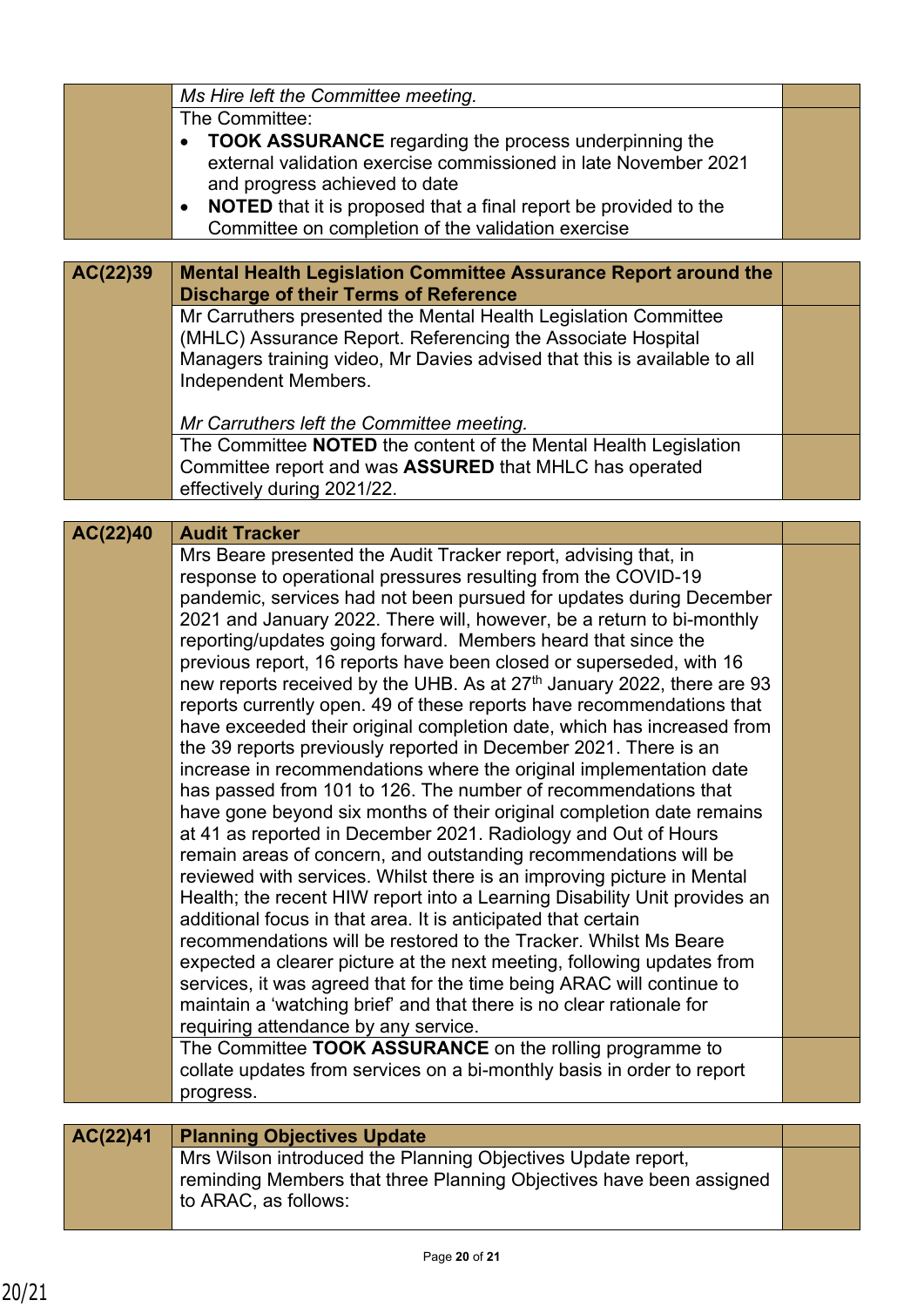| | | |
|---|---|---|
| | *Ms Hire left the Committee meeting.* | |
| | The Committee:<br>• **TOOK ASSURANCE** regarding the process underpinning the external validation exercise commissioned in late November 2021 and progress achieved to date<br>• **NOTED** that it is proposed that a final report be provided to the Committee on completion of the validation exercise | |

| | | |
|---|---|---|
| **AC(22)39** | **Mental Health Legislation Committee Assurance Report around the Discharge of their Terms of Reference** | |
| | Mr Carruthers presented the Mental Health Legislation Committee (MHLC) Assurance Report. Referencing the Associate Hospital Managers training video, Mr Davies advised that this is available to all Independent Members.<br><br>*Mr Carruthers left the Committee meeting.* | |
| | The Committee **NOTED** the content of the Mental Health Legislation Committee report and was **ASSURED** that MHLC has operated effectively during 2021/22. | |

| | | |
|---|---|---|
| **AC(22)40** | **Audit Tracker** | |
| | Mrs Beare presented the Audit Tracker report, advising that, in response to operational pressures resulting from the COVID-19 pandemic, services had not been pursued for updates during December 2021 and January 2022. There will, however, be a return to bi-monthly reporting/updates going forward. Members heard that since the previous report, 16 reports have been closed or superseded, with 16 new reports received by the UHB. As at 27th January 2022, there are 93 reports currently open. 49 of these reports have recommendations that have exceeded their original completion date, which has increased from the 39 reports previously reported in December 2021. There is an increase in recommendations where the original implementation date has passed from 101 to 126. The number of recommendations that have gone beyond six months of their original completion date remains at 41 as reported in December 2021. Radiology and Out of Hours remain areas of concern, and outstanding recommendations will be reviewed with services. Whilst there is an improving picture in Mental Health; the recent HIW report into a Learning Disability Unit provides an additional focus in that area. It is anticipated that certain recommendations will be restored to the Tracker. Whilst Ms Beare expected a clearer picture at the next meeting, following updates from services, it was agreed that for the time being ARAC will continue to maintain a 'watching brief' and that there is no clear rationale for requiring attendance by any service. | |
| | The Committee **TOOK ASSURANCE** on the rolling programme to collate updates from services on a bi-monthly basis in order to report progress. | |

| | | |
|---|---|---|
| **AC(22)41** | **Planning Objectives Update** | |
| | Mrs Wilson introduced the Planning Objectives Update report, reminding Members that three Planning Objectives have been assigned to ARAC, as follows: | |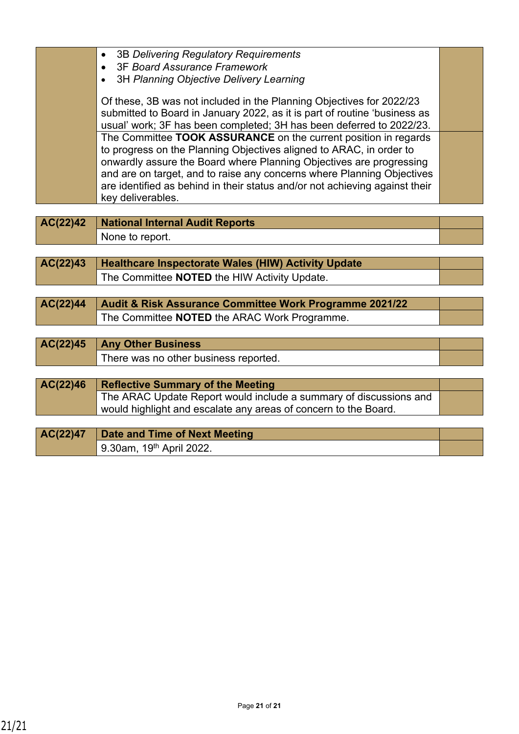| | | |
|---|---|---|
| | - 3B *Delivering Regulatory Requirements*<br>- 3F *Board Assurance Framework*<br>- 3H *Planning Objective Delivery Learning*<br><br>Of these, 3B was not included in the Planning Objectives for 2022/23 submitted to Board in January 2022, as it is part of routine 'business as usual' work; 3F has been completed; 3H has been deferred to 2022/23. | |
| | The Committee **TOOK ASSURANCE** on the current position in regards to progress on the Planning Objectives aligned to ARAC, in order to onwardly assure the Board where Planning Objectives are progressing and are on target, and to raise any concerns where Planning Objectives are identified as behind in their status and/or not achieving against their key deliverables. | |

| | | |
|---|---|---|
| **AC(22)42** | **National Internal Audit Reports** | |
| | None to report. | |

| | | |
|---|---|---|
| **AC(22)43** | **Healthcare Inspectorate Wales (HIW) Activity Update** | |
| | The Committee **NOTED** the HIW Activity Update. | |

| | | |
|---|---|---|
| **AC(22)44** | **Audit & Risk Assurance Committee Work Programme 2021/22** | |
| | The Committee **NOTED** the ARAC Work Programme. | |

| | | |
|---|---|---|
| **AC(22)45** | **Any Other Business** | |
| | There was no other business reported. | |

| | | |
|---|---|---|
| **AC(22)46** | **Reflective Summary of the Meeting** | |
| | The ARAC Update Report would include a summary of discussions and would highlight and escalate any areas of concern to the Board. | |

| | | |
|---|---|---|
| **AC(22)47** | **Date and Time of Next Meeting** | |
| | 9.30am, 19th April 2022. | |